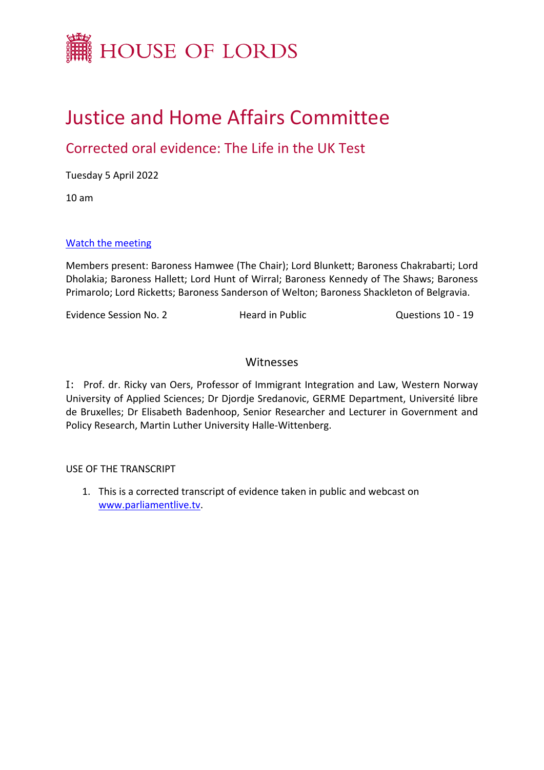# HOUSE OF LORDS

# Justice and Home Affairs Committee

## Corrected oral evidence: The Life in the UK Test

Tuesday 5 April 2022

10 am

[Watch the meeting](#)

Members present: Baroness Hamwee (The Chair); Lord Blunkett; Baroness Chakrabarti; Lord Dholakia; Baroness Hallett; Lord Hunt of Wirral; Baroness Kennedy of The Shaws; Baroness Primarolo; Lord Ricketts; Baroness Sanderson of Welton; Baroness Shackleton of Belgravia.

Evidence Session No. 2 | Heard in Public | Questions 10 - 19

### Witnesses

I: Prof. dr. Ricky van Oers, Professor of Immigrant Integration and Law, Western Norway University of Applied Sciences; Dr Djordje Sredanovic, GERME Department, Université libre de Bruxelles; Dr Elisabeth Badenhoop, Senior Researcher and Lecturer in Government and Policy Research, Martin Luther University Halle-Wittenberg.

USE OF THE TRANSCRIPT

1. This is a corrected transcript of evidence taken in public and webcast on [www.parliamentlive.tv](www.parliamentlive.tv).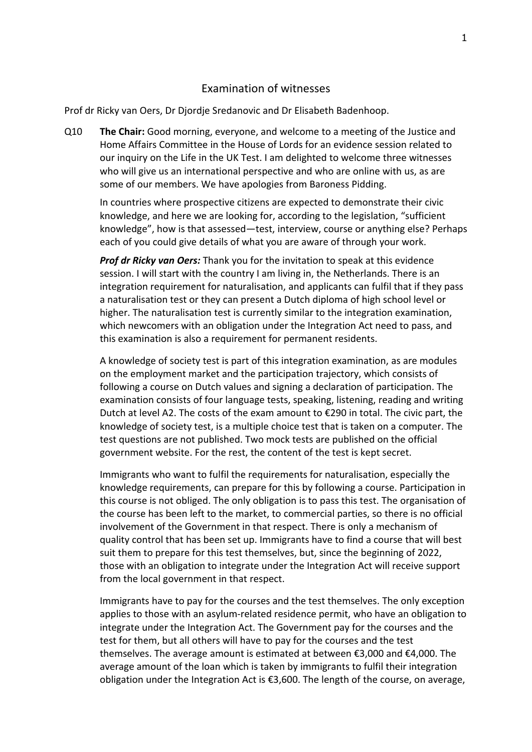# Examination of witnesses

Prof dr Ricky van Oers, Dr Djordje Sredanovic and Dr Elisabeth Badenhoop.

Q10 **The Chair:** Good morning, everyone, and welcome to a meeting of the Justice and Home Affairs Committee in the House of Lords for an evidence session related to our inquiry on the Life in the UK Test. I am delighted to welcome three witnesses who will give us an international perspective and who are online with us, as are some of our members. We have apologies from Baroness Pidding.

In countries where prospective citizens are expected to demonstrate their civic knowledge, and here we are looking for, according to the legislation, "sufficient knowledge", how is that assessed—test, interview, course or anything else? Perhaps each of you could give details of what you are aware of through your work.

***Prof dr Ricky van Oers:*** Thank you for the invitation to speak at this evidence session. I will start with the country I am living in, the Netherlands. There is an integration requirement for naturalisation, and applicants can fulfil that if they pass a naturalisation test or they can present a Dutch diploma of high school level or higher. The naturalisation test is currently similar to the integration examination, which newcomers with an obligation under the Integration Act need to pass, and this examination is also a requirement for permanent residents.

A knowledge of society test is part of this integration examination, as are modules on the employment market and the participation trajectory, which consists of following a course on Dutch values and signing a declaration of participation. The examination consists of four language tests, speaking, listening, reading and writing Dutch at level A2. The costs of the exam amount to €290 in total. The civic part, the knowledge of society test, is a multiple choice test that is taken on a computer. The test questions are not published. Two mock tests are published on the official government website. For the rest, the content of the test is kept secret.

Immigrants who want to fulfil the requirements for naturalisation, especially the knowledge requirements, can prepare for this by following a course. Participation in this course is not obliged. The only obligation is to pass this test. The organisation of the course has been left to the market, to commercial parties, so there is no official involvement of the Government in that respect. There is only a mechanism of quality control that has been set up. Immigrants have to find a course that will best suit them to prepare for this test themselves, but, since the beginning of 2022, those with an obligation to integrate under the Integration Act will receive support from the local government in that respect.

Immigrants have to pay for the courses and the test themselves. The only exception applies to those with an asylum-related residence permit, who have an obligation to integrate under the Integration Act. The Government pay for the courses and the test for them, but all others will have to pay for the courses and the test themselves. The average amount is estimated at between €3,000 and €4,000. The average amount of the loan which is taken by immigrants to fulfil their integration obligation under the Integration Act is €3,600. The length of the course, on average,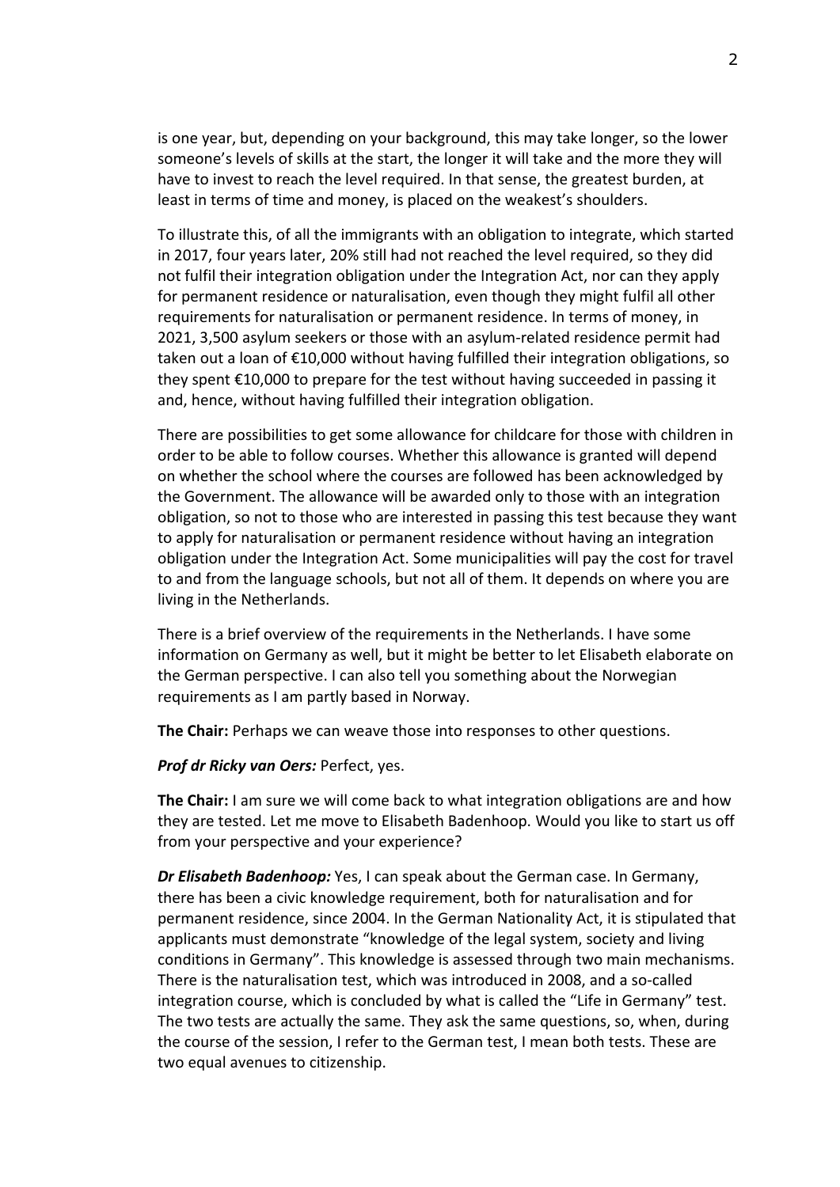is one year, but, depending on your background, this may take longer, so the lower someone's levels of skills at the start, the longer it will take and the more they will have to invest to reach the level required. In that sense, the greatest burden, at least in terms of time and money, is placed on the weakest's shoulders.

To illustrate this, of all the immigrants with an obligation to integrate, which started in 2017, four years later, 20% still had not reached the level required, so they did not fulfil their integration obligation under the Integration Act, nor can they apply for permanent residence or naturalisation, even though they might fulfil all other requirements for naturalisation or permanent residence. In terms of money, in 2021, 3,500 asylum seekers or those with an asylum-related residence permit had taken out a loan of €10,000 without having fulfilled their integration obligations, so they spent €10,000 to prepare for the test without having succeeded in passing it and, hence, without having fulfilled their integration obligation.

There are possibilities to get some allowance for childcare for those with children in order to be able to follow courses. Whether this allowance is granted will depend on whether the school where the courses are followed has been acknowledged by the Government. The allowance will be awarded only to those with an integration obligation, so not to those who are interested in passing this test because they want to apply for naturalisation or permanent residence without having an integration obligation under the Integration Act. Some municipalities will pay the cost for travel to and from the language schools, but not all of them. It depends on where you are living in the Netherlands.

There is a brief overview of the requirements in the Netherlands. I have some information on Germany as well, but it might be better to let Elisabeth elaborate on the German perspective. I can also tell you something about the Norwegian requirements as I am partly based in Norway.

**The Chair:** Perhaps we can weave those into responses to other questions.

***Prof dr Ricky van Oers:*** Perfect, yes.

**The Chair:** I am sure we will come back to what integration obligations are and how they are tested. Let me move to Elisabeth Badenhoop. Would you like to start us off from your perspective and your experience?

***Dr Elisabeth Badenhoop:*** Yes, I can speak about the German case. In Germany, there has been a civic knowledge requirement, both for naturalisation and for permanent residence, since 2004. In the German Nationality Act, it is stipulated that applicants must demonstrate "knowledge of the legal system, society and living conditions in Germany". This knowledge is assessed through two main mechanisms. There is the naturalisation test, which was introduced in 2008, and a so-called integration course, which is concluded by what is called the "Life in Germany" test. The two tests are actually the same. They ask the same questions, so, when, during the course of the session, I refer to the German test, I mean both tests. These are two equal avenues to citizenship.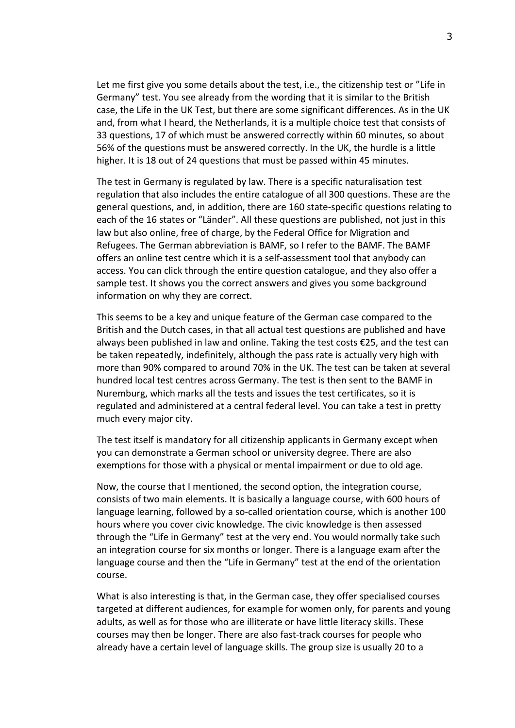Let me first give you some details about the test, i.e., the citizenship test or ”Life in Germany” test. You see already from the wording that it is similar to the British case, the Life in the UK Test, but there are some significant differences. As in the UK and, from what I heard, the Netherlands, it is a multiple choice test that consists of 33 questions, 17 of which must be answered correctly within 60 minutes, so about 56% of the questions must be answered correctly. In the UK, the hurdle is a little higher. It is 18 out of 24 questions that must be passed within 45 minutes.

The test in Germany is regulated by law. There is a specific naturalisation test regulation that also includes the entire catalogue of all 300 questions. These are the general questions, and, in addition, there are 160 state-specific questions relating to each of the 16 states or “Länder”. All these questions are published, not just in this law but also online, free of charge, by the Federal Office for Migration and Refugees. The German abbreviation is BAMF, so I refer to the BAMF. The BAMF offers an online test centre which it is a self-assessment tool that anybody can access. You can click through the entire question catalogue, and they also offer a sample test. It shows you the correct answers and gives you some background information on why they are correct.

This seems to be a key and unique feature of the German case compared to the British and the Dutch cases, in that all actual test questions are published and have always been published in law and online. Taking the test costs €25, and the test can be taken repeatedly, indefinitely, although the pass rate is actually very high with more than 90% compared to around 70% in the UK. The test can be taken at several hundred local test centres across Germany. The test is then sent to the BAMF in Nuremburg, which marks all the tests and issues the test certificates, so it is regulated and administered at a central federal level. You can take a test in pretty much every major city.

The test itself is mandatory for all citizenship applicants in Germany except when you can demonstrate a German school or university degree. There are also exemptions for those with a physical or mental impairment or due to old age.

Now, the course that I mentioned, the second option, the integration course, consists of two main elements. It is basically a language course, with 600 hours of language learning, followed by a so-called orientation course, which is another 100 hours where you cover civic knowledge. The civic knowledge is then assessed through the “Life in Germany” test at the very end. You would normally take such an integration course for six months or longer. There is a language exam after the language course and then the “Life in Germany” test at the end of the orientation course.

What is also interesting is that, in the German case, they offer specialised courses targeted at different audiences, for example for women only, for parents and young adults, as well as for those who are illiterate or have little literacy skills. These courses may then be longer. There are also fast-track courses for people who already have a certain level of language skills. The group size is usually 20 to a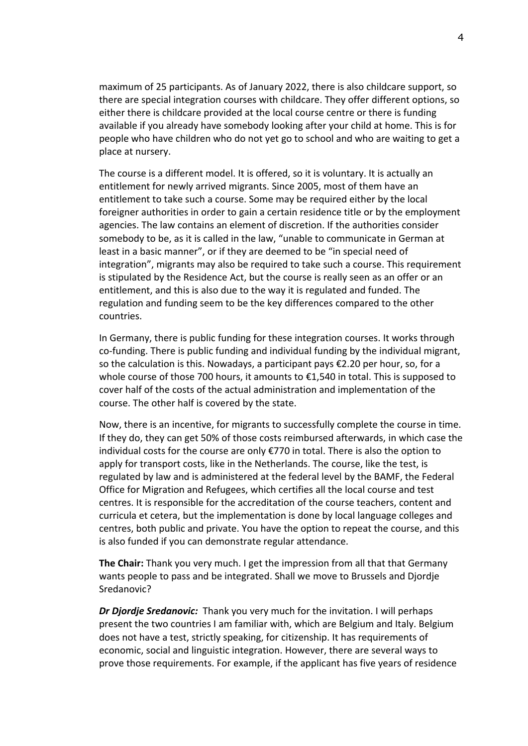maximum of 25 participants. As of January 2022, there is also childcare support, so there are special integration courses with childcare. They offer different options, so either there is childcare provided at the local course centre or there is funding available if you already have somebody looking after your child at home. This is for people who have children who do not yet go to school and who are waiting to get a place at nursery.

The course is a different model. It is offered, so it is voluntary. It is actually an entitlement for newly arrived migrants. Since 2005, most of them have an entitlement to take such a course. Some may be required either by the local foreigner authorities in order to gain a certain residence title or by the employment agencies. The law contains an element of discretion. If the authorities consider somebody to be, as it is called in the law, "unable to communicate in German at least in a basic manner", or if they are deemed to be "in special need of integration", migrants may also be required to take such a course. This requirement is stipulated by the Residence Act, but the course is really seen as an offer or an entitlement, and this is also due to the way it is regulated and funded. The regulation and funding seem to be the key differences compared to the other countries.

In Germany, there is public funding for these integration courses. It works through co-funding. There is public funding and individual funding by the individual migrant, so the calculation is this. Nowadays, a participant pays €2.20 per hour, so, for a whole course of those 700 hours, it amounts to €1,540 in total. This is supposed to cover half of the costs of the actual administration and implementation of the course. The other half is covered by the state.

Now, there is an incentive, for migrants to successfully complete the course in time. If they do, they can get 50% of those costs reimbursed afterwards, in which case the individual costs for the course are only €770 in total. There is also the option to apply for transport costs, like in the Netherlands. The course, like the test, is regulated by law and is administered at the federal level by the BAMF, the Federal Office for Migration and Refugees, which certifies all the local course and test centres. It is responsible for the accreditation of the course teachers, content and curricula et cetera, but the implementation is done by local language colleges and centres, both public and private. You have the option to repeat the course, and this is also funded if you can demonstrate regular attendance.

**The Chair:** Thank you very much. I get the impression from all that that Germany wants people to pass and be integrated. Shall we move to Brussels and Djordje Sredanovic?

***Dr Djordje Sredanovic:*** Thank you very much for the invitation. I will perhaps present the two countries I am familiar with, which are Belgium and Italy. Belgium does not have a test, strictly speaking, for citizenship. It has requirements of economic, social and linguistic integration. However, there are several ways to prove those requirements. For example, if the applicant has five years of residence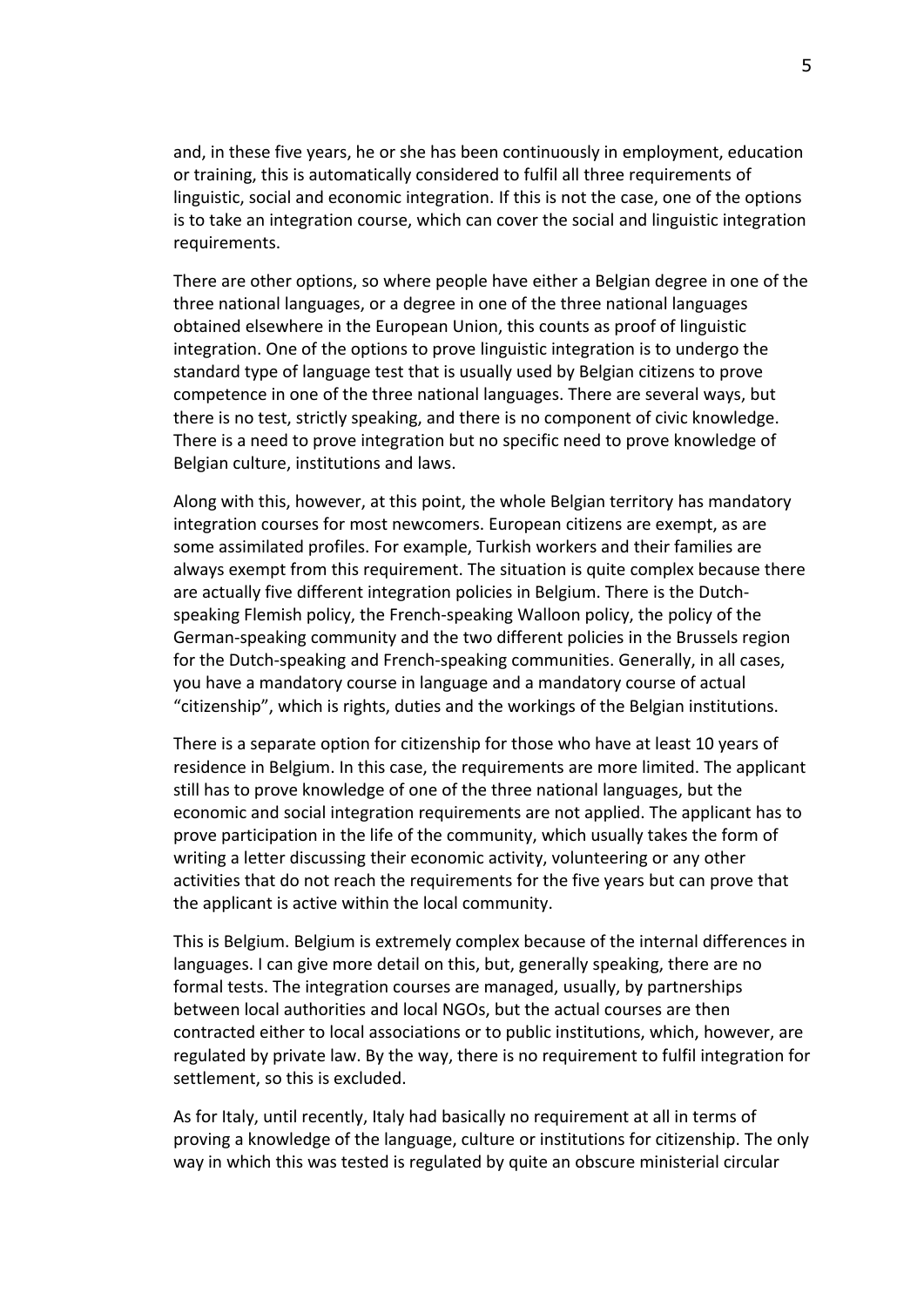and, in these five years, he or she has been continuously in employment, education or training, this is automatically considered to fulfil all three requirements of linguistic, social and economic integration. If this is not the case, one of the options is to take an integration course, which can cover the social and linguistic integration requirements.

There are other options, so where people have either a Belgian degree in one of the three national languages, or a degree in one of the three national languages obtained elsewhere in the European Union, this counts as proof of linguistic integration. One of the options to prove linguistic integration is to undergo the standard type of language test that is usually used by Belgian citizens to prove competence in one of the three national languages. There are several ways, but there is no test, strictly speaking, and there is no component of civic knowledge. There is a need to prove integration but no specific need to prove knowledge of Belgian culture, institutions and laws.

Along with this, however, at this point, the whole Belgian territory has mandatory integration courses for most newcomers. European citizens are exempt, as are some assimilated profiles. For example, Turkish workers and their families are always exempt from this requirement. The situation is quite complex because there are actually five different integration policies in Belgium. There is the Dutch-speaking Flemish policy, the French-speaking Walloon policy, the policy of the German-speaking community and the two different policies in the Brussels region for the Dutch-speaking and French-speaking communities. Generally, in all cases, you have a mandatory course in language and a mandatory course of actual "citizenship", which is rights, duties and the workings of the Belgian institutions.

There is a separate option for citizenship for those who have at least 10 years of residence in Belgium. In this case, the requirements are more limited. The applicant still has to prove knowledge of one of the three national languages, but the economic and social integration requirements are not applied. The applicant has to prove participation in the life of the community, which usually takes the form of writing a letter discussing their economic activity, volunteering or any other activities that do not reach the requirements for the five years but can prove that the applicant is active within the local community.

This is Belgium. Belgium is extremely complex because of the internal differences in languages. I can give more detail on this, but, generally speaking, there are no formal tests. The integration courses are managed, usually, by partnerships between local authorities and local NGOs, but the actual courses are then contracted either to local associations or to public institutions, which, however, are regulated by private law. By the way, there is no requirement to fulfil integration for settlement, so this is excluded.

As for Italy, until recently, Italy had basically no requirement at all in terms of proving a knowledge of the language, culture or institutions for citizenship. The only way in which this was tested is regulated by quite an obscure ministerial circular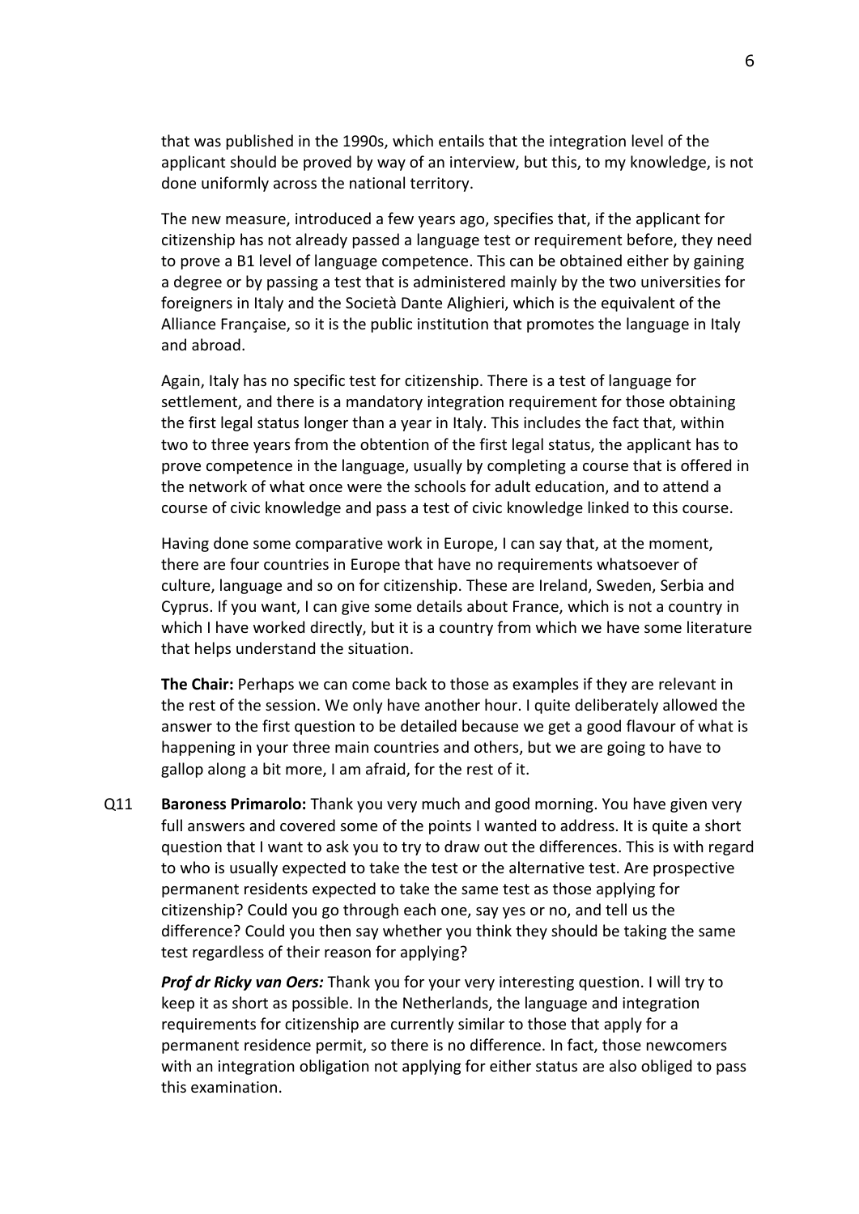that was published in the 1990s, which entails that the integration level of the applicant should be proved by way of an interview, but this, to my knowledge, is not done uniformly across the national territory.

The new measure, introduced a few years ago, specifies that, if the applicant for citizenship has not already passed a language test or requirement before, they need to prove a B1 level of language competence. This can be obtained either by gaining a degree or by passing a test that is administered mainly by the two universities for foreigners in Italy and the Società Dante Alighieri, which is the equivalent of the Alliance Française, so it is the public institution that promotes the language in Italy and abroad.

Again, Italy has no specific test for citizenship. There is a test of language for settlement, and there is a mandatory integration requirement for those obtaining the first legal status longer than a year in Italy. This includes the fact that, within two to three years from the obtention of the first legal status, the applicant has to prove competence in the language, usually by completing a course that is offered in the network of what once were the schools for adult education, and to attend a course of civic knowledge and pass a test of civic knowledge linked to this course.

Having done some comparative work in Europe, I can say that, at the moment, there are four countries in Europe that have no requirements whatsoever of culture, language and so on for citizenship. These are Ireland, Sweden, Serbia and Cyprus. If you want, I can give some details about France, which is not a country in which I have worked directly, but it is a country from which we have some literature that helps understand the situation.

**The Chair:** Perhaps we can come back to those as examples if they are relevant in the rest of the session. We only have another hour. I quite deliberately allowed the answer to the first question to be detailed because we get a good flavour of what is happening in your three main countries and others, but we are going to have to gallop along a bit more, I am afraid, for the rest of it.

Q11 **Baroness Primarolo:** Thank you very much and good morning. You have given very full answers and covered some of the points I wanted to address. It is quite a short question that I want to ask you to try to draw out the differences. This is with regard to who is usually expected to take the test or the alternative test. Are prospective permanent residents expected to take the same test as those applying for citizenship? Could you go through each one, say yes or no, and tell us the difference? Could you then say whether you think they should be taking the same test regardless of their reason for applying?

***Prof dr Ricky van Oers:*** Thank you for your very interesting question. I will try to keep it as short as possible. In the Netherlands, the language and integration requirements for citizenship are currently similar to those that apply for a permanent residence permit, so there is no difference. In fact, those newcomers with an integration obligation not applying for either status are also obliged to pass this examination.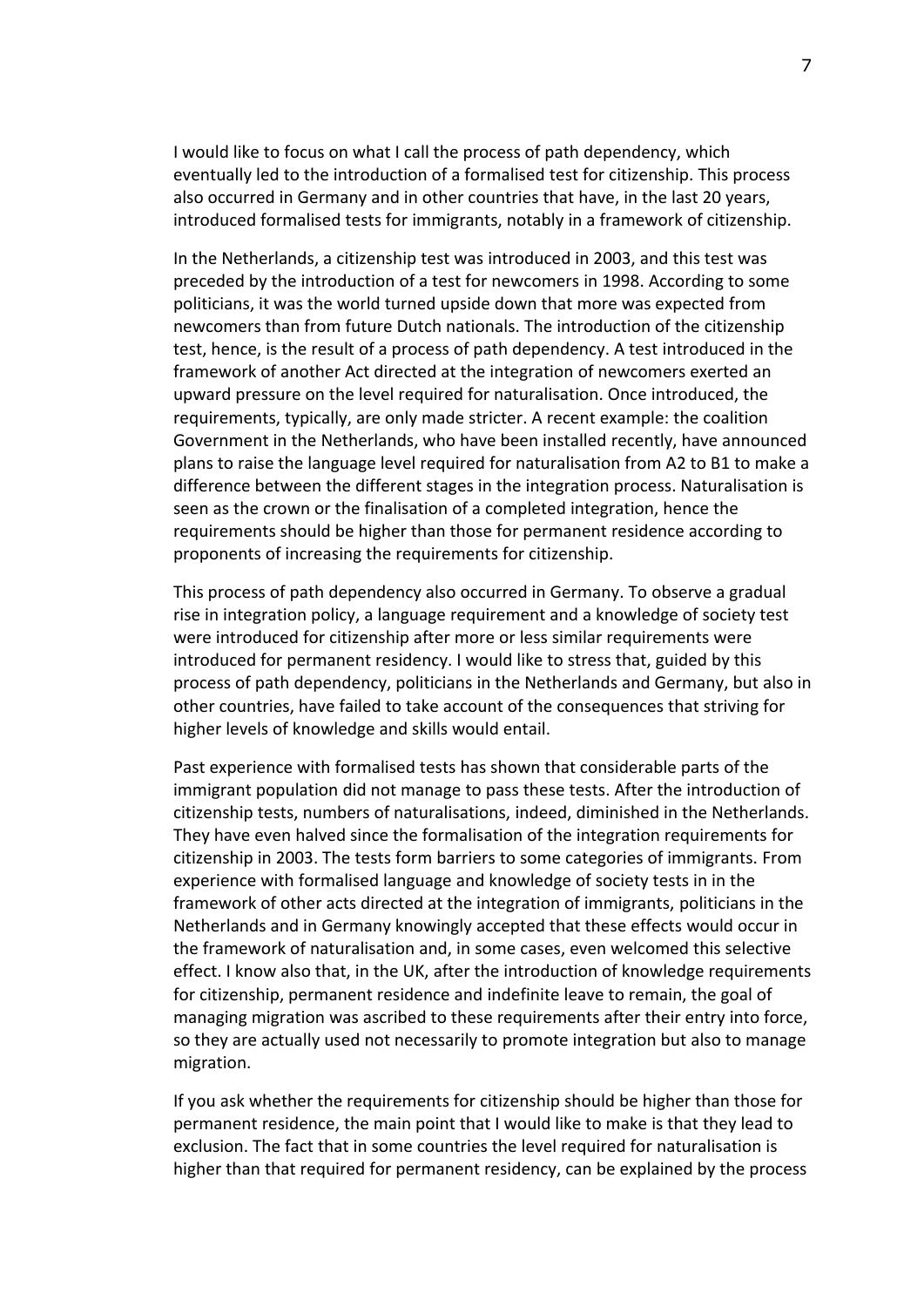I would like to focus on what I call the process of path dependency, which eventually led to the introduction of a formalised test for citizenship. This process also occurred in Germany and in other countries that have, in the last 20 years, introduced formalised tests for immigrants, notably in a framework of citizenship.

In the Netherlands, a citizenship test was introduced in 2003, and this test was preceded by the introduction of a test for newcomers in 1998. According to some politicians, it was the world turned upside down that more was expected from newcomers than from future Dutch nationals. The introduction of the citizenship test, hence, is the result of a process of path dependency. A test introduced in the framework of another Act directed at the integration of newcomers exerted an upward pressure on the level required for naturalisation. Once introduced, the requirements, typically, are only made stricter. A recent example: the coalition Government in the Netherlands, who have been installed recently, have announced plans to raise the language level required for naturalisation from A2 to B1 to make a difference between the different stages in the integration process. Naturalisation is seen as the crown or the finalisation of a completed integration, hence the requirements should be higher than those for permanent residence according to proponents of increasing the requirements for citizenship.

This process of path dependency also occurred in Germany. To observe a gradual rise in integration policy, a language requirement and a knowledge of society test were introduced for citizenship after more or less similar requirements were introduced for permanent residency. I would like to stress that, guided by this process of path dependency, politicians in the Netherlands and Germany, but also in other countries, have failed to take account of the consequences that striving for higher levels of knowledge and skills would entail.

Past experience with formalised tests has shown that considerable parts of the immigrant population did not manage to pass these tests. After the introduction of citizenship tests, numbers of naturalisations, indeed, diminished in the Netherlands. They have even halved since the formalisation of the integration requirements for citizenship in 2003. The tests form barriers to some categories of immigrants. From experience with formalised language and knowledge of society tests in in the framework of other acts directed at the integration of immigrants, politicians in the Netherlands and in Germany knowingly accepted that these effects would occur in the framework of naturalisation and, in some cases, even welcomed this selective effect. I know also that, in the UK, after the introduction of knowledge requirements for citizenship, permanent residence and indefinite leave to remain, the goal of managing migration was ascribed to these requirements after their entry into force, so they are actually used not necessarily to promote integration but also to manage migration.

If you ask whether the requirements for citizenship should be higher than those for permanent residence, the main point that I would like to make is that they lead to exclusion. The fact that in some countries the level required for naturalisation is higher than that required for permanent residency, can be explained by the process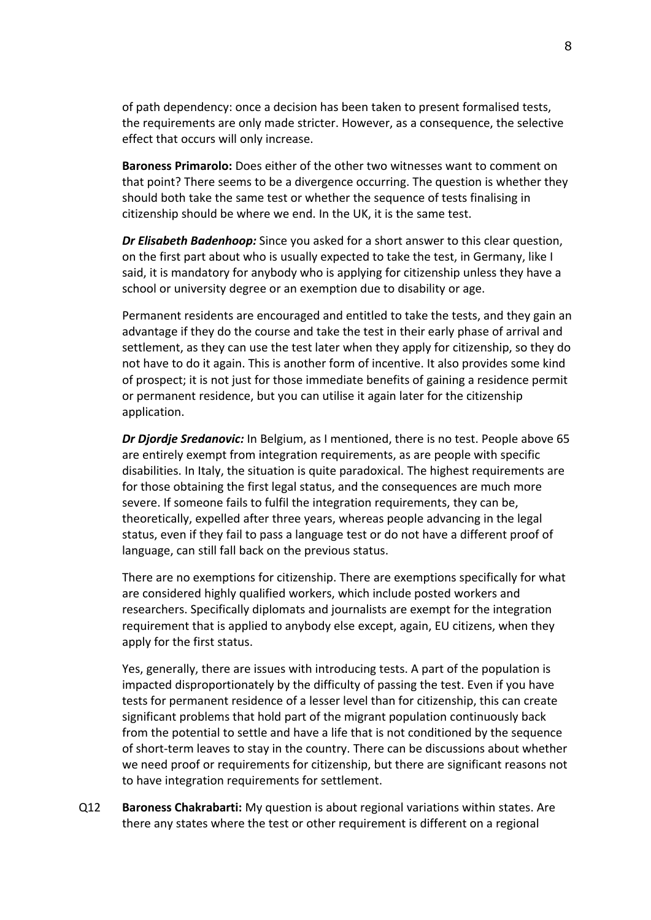of path dependency: once a decision has been taken to present formalised tests, the requirements are only made stricter. However, as a consequence, the selective effect that occurs will only increase.

**Baroness Primarolo:** Does either of the other two witnesses want to comment on that point? There seems to be a divergence occurring. The question is whether they should both take the same test or whether the sequence of tests finalising in citizenship should be where we end. In the UK, it is the same test.

***Dr Elisabeth Badenhoop:*** Since you asked for a short answer to this clear question, on the first part about who is usually expected to take the test, in Germany, like I said, it is mandatory for anybody who is applying for citizenship unless they have a school or university degree or an exemption due to disability or age.

Permanent residents are encouraged and entitled to take the tests, and they gain an advantage if they do the course and take the test in their early phase of arrival and settlement, as they can use the test later when they apply for citizenship, so they do not have to do it again. This is another form of incentive. It also provides some kind of prospect; it is not just for those immediate benefits of gaining a residence permit or permanent residence, but you can utilise it again later for the citizenship application.

***Dr Djordje Sredanovic:*** In Belgium, as I mentioned, there is no test. People above 65 are entirely exempt from integration requirements, as are people with specific disabilities. In Italy, the situation is quite paradoxical. The highest requirements are for those obtaining the first legal status, and the consequences are much more severe. If someone fails to fulfil the integration requirements, they can be, theoretically, expelled after three years, whereas people advancing in the legal status, even if they fail to pass a language test or do not have a different proof of language, can still fall back on the previous status.

There are no exemptions for citizenship. There are exemptions specifically for what are considered highly qualified workers, which include posted workers and researchers. Specifically diplomats and journalists are exempt for the integration requirement that is applied to anybody else except, again, EU citizens, when they apply for the first status.

Yes, generally, there are issues with introducing tests. A part of the population is impacted disproportionately by the difficulty of passing the test. Even if you have tests for permanent residence of a lesser level than for citizenship, this can create significant problems that hold part of the migrant population continuously back from the potential to settle and have a life that is not conditioned by the sequence of short-term leaves to stay in the country. There can be discussions about whether we need proof or requirements for citizenship, but there are significant reasons not to have integration requirements for settlement.

Q12 **Baroness Chakrabarti:** My question is about regional variations within states. Are there any states where the test or other requirement is different on a regional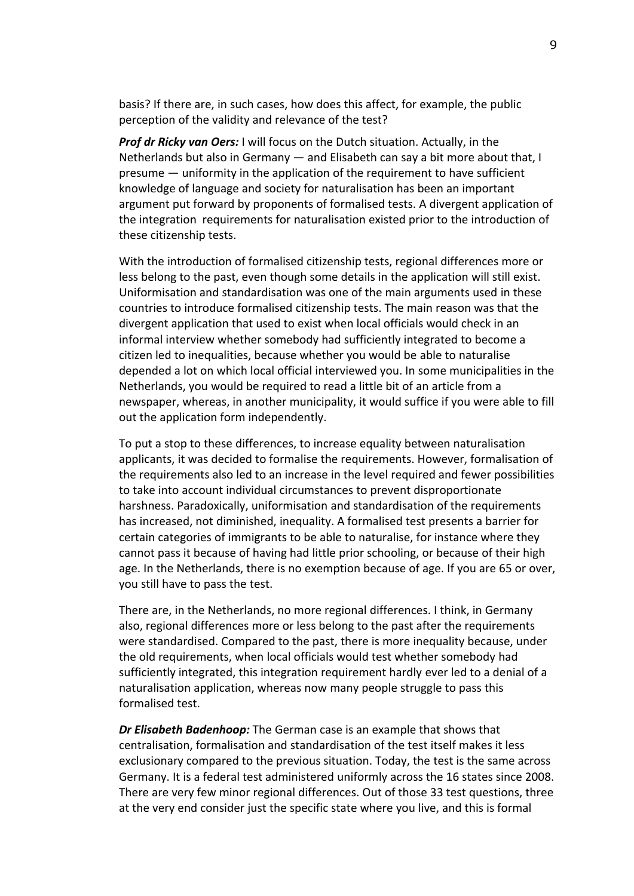basis? If there are, in such cases, how does this affect, for example, the public perception of the validity and relevance of the test?

***Prof dr Ricky van Oers:*** I will focus on the Dutch situation. Actually, in the Netherlands but also in Germany — and Elisabeth can say a bit more about that, I presume — uniformity in the application of the requirement to have sufficient knowledge of language and society for naturalisation has been an important argument put forward by proponents of formalised tests. A divergent application of the integration requirements for naturalisation existed prior to the introduction of these citizenship tests.

With the introduction of formalised citizenship tests, regional differences more or less belong to the past, even though some details in the application will still exist. Uniformisation and standardisation was one of the main arguments used in these countries to introduce formalised citizenship tests. The main reason was that the divergent application that used to exist when local officials would check in an informal interview whether somebody had sufficiently integrated to become a citizen led to inequalities, because whether you would be able to naturalise depended a lot on which local official interviewed you. In some municipalities in the Netherlands, you would be required to read a little bit of an article from a newspaper, whereas, in another municipality, it would suffice if you were able to fill out the application form independently.

To put a stop to these differences, to increase equality between naturalisation applicants, it was decided to formalise the requirements. However, formalisation of the requirements also led to an increase in the level required and fewer possibilities to take into account individual circumstances to prevent disproportionate harshness. Paradoxically, uniformisation and standardisation of the requirements has increased, not diminished, inequality. A formalised test presents a barrier for certain categories of immigrants to be able to naturalise, for instance where they cannot pass it because of having had little prior schooling, or because of their high age. In the Netherlands, there is no exemption because of age. If you are 65 or over, you still have to pass the test.

There are, in the Netherlands, no more regional differences. I think, in Germany also, regional differences more or less belong to the past after the requirements were standardised. Compared to the past, there is more inequality because, under the old requirements, when local officials would test whether somebody had sufficiently integrated, this integration requirement hardly ever led to a denial of a naturalisation application, whereas now many people struggle to pass this formalised test.

***Dr Elisabeth Badenhoop:*** The German case is an example that shows that centralisation, formalisation and standardisation of the test itself makes it less exclusionary compared to the previous situation. Today, the test is the same across Germany. It is a federal test administered uniformly across the 16 states since 2008. There are very few minor regional differences. Out of those 33 test questions, three at the very end consider just the specific state where you live, and this is formal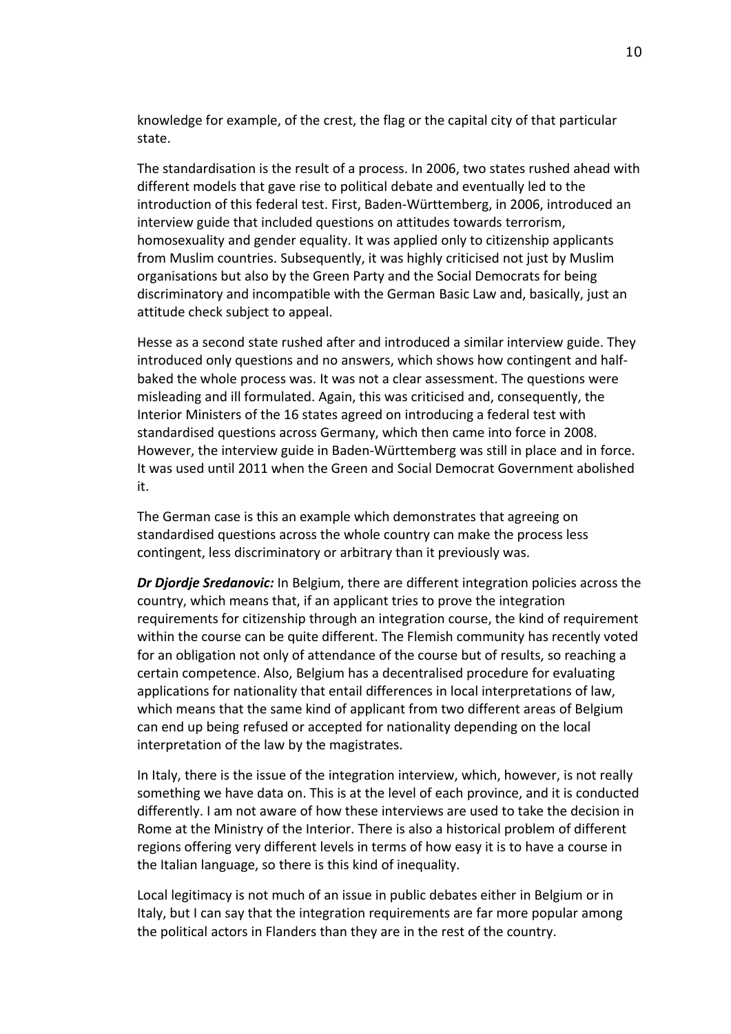knowledge for example, of the crest, the flag or the capital city of that particular state.

The standardisation is the result of a process. In 2006, two states rushed ahead with different models that gave rise to political debate and eventually led to the introduction of this federal test. First, Baden-Württemberg, in 2006, introduced an interview guide that included questions on attitudes towards terrorism, homosexuality and gender equality. It was applied only to citizenship applicants from Muslim countries. Subsequently, it was highly criticised not just by Muslim organisations but also by the Green Party and the Social Democrats for being discriminatory and incompatible with the German Basic Law and, basically, just an attitude check subject to appeal.

Hesse as a second state rushed after and introduced a similar interview guide. They introduced only questions and no answers, which shows how contingent and half-baked the whole process was. It was not a clear assessment. The questions were misleading and ill formulated. Again, this was criticised and, consequently, the Interior Ministers of the 16 states agreed on introducing a federal test with standardised questions across Germany, which then came into force in 2008. However, the interview guide in Baden-Württemberg was still in place and in force. It was used until 2011 when the Green and Social Democrat Government abolished it.

The German case is this an example which demonstrates that agreeing on standardised questions across the whole country can make the process less contingent, less discriminatory or arbitrary than it previously was.

***Dr Djordje Sredanovic:*** In Belgium, there are different integration policies across the country, which means that, if an applicant tries to prove the integration requirements for citizenship through an integration course, the kind of requirement within the course can be quite different. The Flemish community has recently voted for an obligation not only of attendance of the course but of results, so reaching a certain competence. Also, Belgium has a decentralised procedure for evaluating applications for nationality that entail differences in local interpretations of law, which means that the same kind of applicant from two different areas of Belgium can end up being refused or accepted for nationality depending on the local interpretation of the law by the magistrates.

In Italy, there is the issue of the integration interview, which, however, is not really something we have data on. This is at the level of each province, and it is conducted differently. I am not aware of how these interviews are used to take the decision in Rome at the Ministry of the Interior. There is also a historical problem of different regions offering very different levels in terms of how easy it is to have a course in the Italian language, so there is this kind of inequality.

Local legitimacy is not much of an issue in public debates either in Belgium or in Italy, but I can say that the integration requirements are far more popular among the political actors in Flanders than they are in the rest of the country.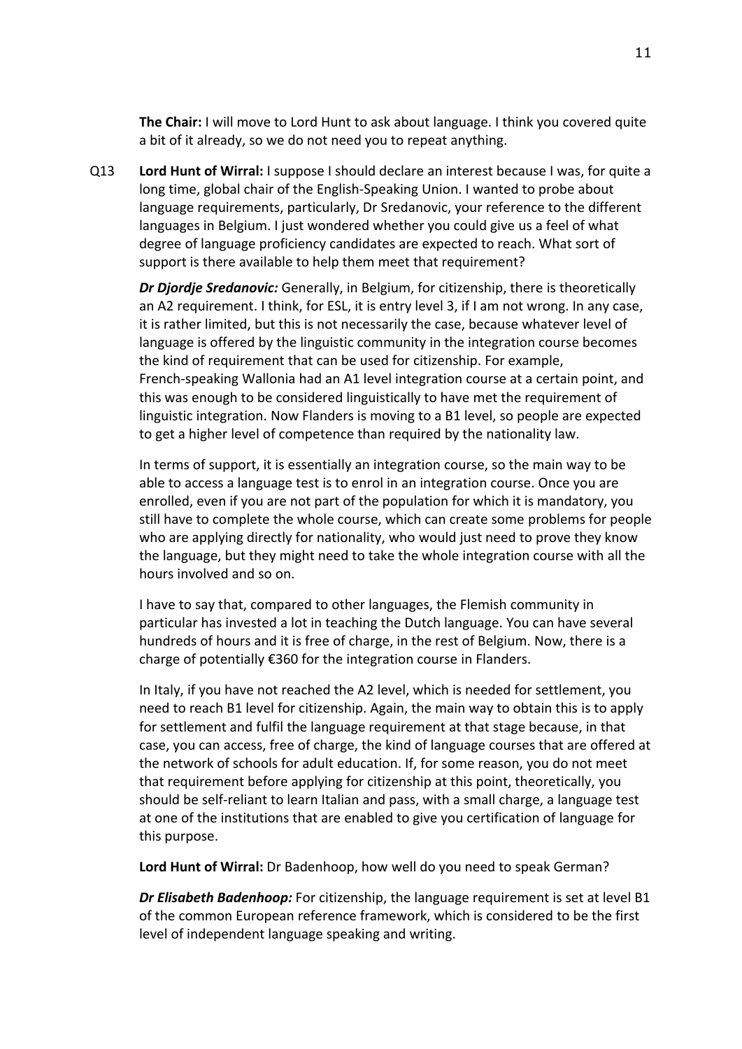**The Chair:** I will move to Lord Hunt to ask about language. I think you covered quite a bit of it already, so we do not need you to repeat anything.

Q13 **Lord Hunt of Wirral:** I suppose I should declare an interest because I was, for quite a long time, global chair of the English-Speaking Union. I wanted to probe about language requirements, particularly, Dr Sredanovic, your reference to the different languages in Belgium. I just wondered whether you could give us a feel of what degree of language proficiency candidates are expected to reach. What sort of support is there available to help them meet that requirement?

***Dr Djordje Sredanovic:*** Generally, in Belgium, for citizenship, there is theoretically an A2 requirement. I think, for ESL, it is entry level 3, if I am not wrong. In any case, it is rather limited, but this is not necessarily the case, because whatever level of language is offered by the linguistic community in the integration course becomes the kind of requirement that can be used for citizenship. For example, French-speaking Wallonia had an A1 level integration course at a certain point, and this was enough to be considered linguistically to have met the requirement of linguistic integration. Now Flanders is moving to a B1 level, so people are expected to get a higher level of competence than required by the nationality law.

In terms of support, it is essentially an integration course, so the main way to be able to access a language test is to enrol in an integration course. Once you are enrolled, even if you are not part of the population for which it is mandatory, you still have to complete the whole course, which can create some problems for people who are applying directly for nationality, who would just need to prove they know the language, but they might need to take the whole integration course with all the hours involved and so on.

I have to say that, compared to other languages, the Flemish community in particular has invested a lot in teaching the Dutch language. You can have several hundreds of hours and it is free of charge, in the rest of Belgium. Now, there is a charge of potentially €360 for the integration course in Flanders.

In Italy, if you have not reached the A2 level, which is needed for settlement, you need to reach B1 level for citizenship. Again, the main way to obtain this is to apply for settlement and fulfil the language requirement at that stage because, in that case, you can access, free of charge, the kind of language courses that are offered at the network of schools for adult education. If, for some reason, you do not meet that requirement before applying for citizenship at this point, theoretically, you should be self-reliant to learn Italian and pass, with a small charge, a language test at one of the institutions that are enabled to give you certification of language for this purpose.

**Lord Hunt of Wirral:** Dr Badenhoop, how well do you need to speak German?

***Dr Elisabeth Badenhoop:*** For citizenship, the language requirement is set at level B1 of the common European reference framework, which is considered to be the first level of independent language speaking and writing.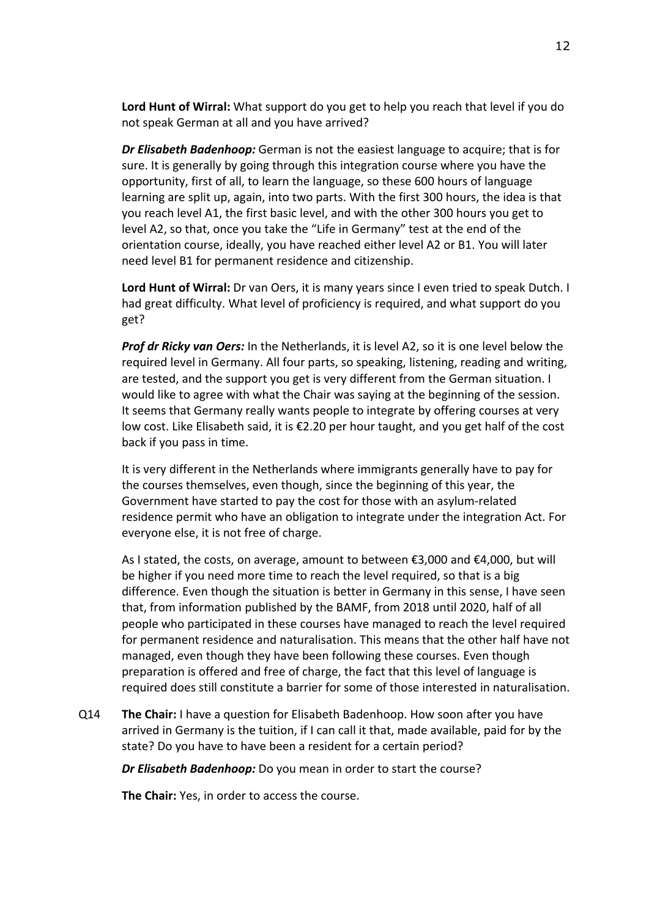**Lord Hunt of Wirral:** What support do you get to help you reach that level if you do not speak German at all and you have arrived?

***Dr Elisabeth Badenhoop:*** German is not the easiest language to acquire; that is for sure. It is generally by going through this integration course where you have the opportunity, first of all, to learn the language, so these 600 hours of language learning are split up, again, into two parts. With the first 300 hours, the idea is that you reach level A1, the first basic level, and with the other 300 hours you get to level A2, so that, once you take the "Life in Germany" test at the end of the orientation course, ideally, you have reached either level A2 or B1. You will later need level B1 for permanent residence and citizenship.

**Lord Hunt of Wirral:** Dr van Oers, it is many years since I even tried to speak Dutch. I had great difficulty. What level of proficiency is required, and what support do you get?

***Prof dr Ricky van Oers:*** In the Netherlands, it is level A2, so it is one level below the required level in Germany. All four parts, so speaking, listening, reading and writing, are tested, and the support you get is very different from the German situation. I would like to agree with what the Chair was saying at the beginning of the session. It seems that Germany really wants people to integrate by offering courses at very low cost. Like Elisabeth said, it is €2.20 per hour taught, and you get half of the cost back if you pass in time.

It is very different in the Netherlands where immigrants generally have to pay for the courses themselves, even though, since the beginning of this year, the Government have started to pay the cost for those with an asylum-related residence permit who have an obligation to integrate under the integration Act. For everyone else, it is not free of charge.

As I stated, the costs, on average, amount to between €3,000 and €4,000, but will be higher if you need more time to reach the level required, so that is a big difference. Even though the situation is better in Germany in this sense, I have seen that, from information published by the BAMF, from 2018 until 2020, half of all people who participated in these courses have managed to reach the level required for permanent residence and naturalisation. This means that the other half have not managed, even though they have been following these courses. Even though preparation is offered and free of charge, the fact that this level of language is required does still constitute a barrier for some of those interested in naturalisation.

Q14 **The Chair:** I have a question for Elisabeth Badenhoop. How soon after you have arrived in Germany is the tuition, if I can call it that, made available, paid for by the state? Do you have to have been a resident for a certain period?

***Dr Elisabeth Badenhoop:*** Do you mean in order to start the course?

**The Chair:** Yes, in order to access the course.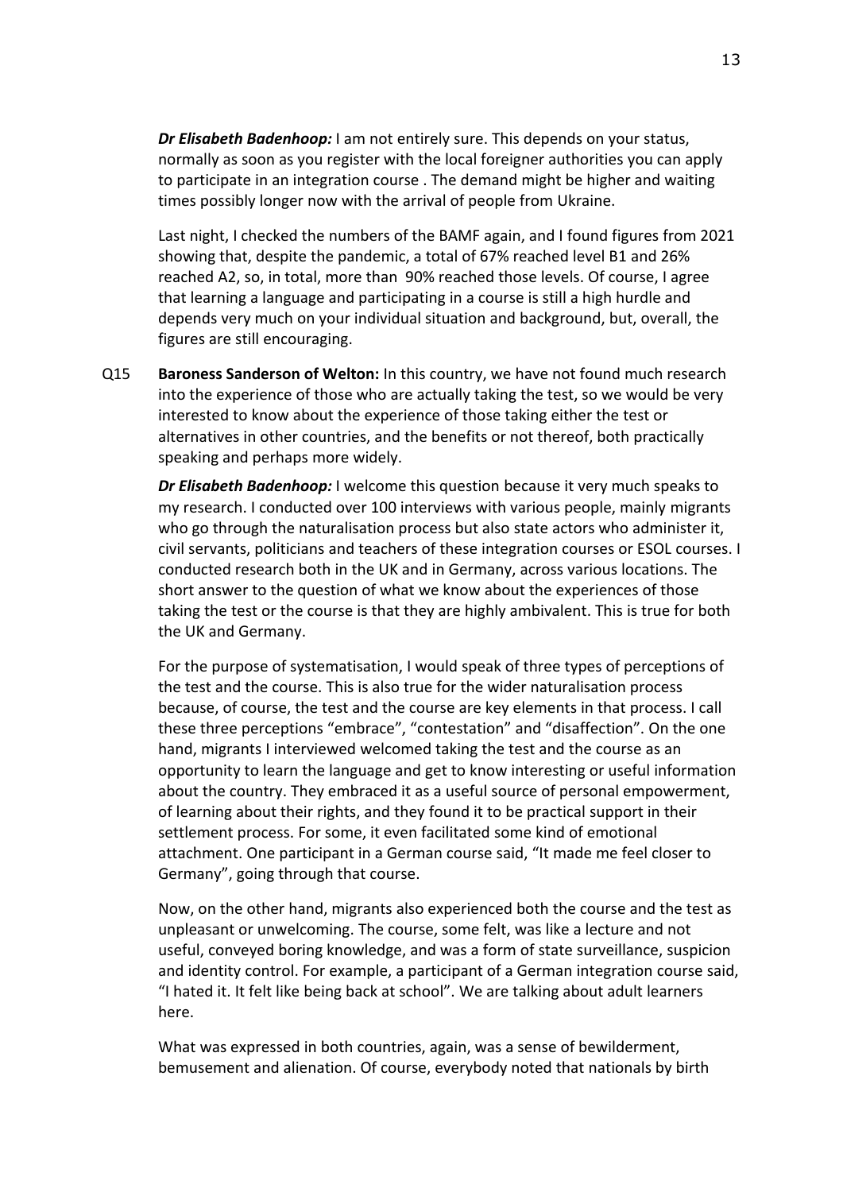***Dr Elisabeth Badenhoop:*** I am not entirely sure. This depends on your status, normally as soon as you register with the local foreigner authorities you can apply to participate in an integration course . The demand might be higher and waiting times possibly longer now with the arrival of people from Ukraine.

Last night, I checked the numbers of the BAMF again, and I found figures from 2021 showing that, despite the pandemic, a total of 67% reached level B1 and 26% reached A2, so, in total, more than 90% reached those levels. Of course, I agree that learning a language and participating in a course is still a high hurdle and depends very much on your individual situation and background, but, overall, the figures are still encouraging.

Q15 **Baroness Sanderson of Welton:** In this country, we have not found much research into the experience of those who are actually taking the test, so we would be very interested to know about the experience of those taking either the test or alternatives in other countries, and the benefits or not thereof, both practically speaking and perhaps more widely.

***Dr Elisabeth Badenhoop:*** I welcome this question because it very much speaks to my research. I conducted over 100 interviews with various people, mainly migrants who go through the naturalisation process but also state actors who administer it, civil servants, politicians and teachers of these integration courses or ESOL courses. I conducted research both in the UK and in Germany, across various locations. The short answer to the question of what we know about the experiences of those taking the test or the course is that they are highly ambivalent. This is true for both the UK and Germany.

For the purpose of systematisation, I would speak of three types of perceptions of the test and the course. This is also true for the wider naturalisation process because, of course, the test and the course are key elements in that process. I call these three perceptions "embrace", "contestation" and "disaffection". On the one hand, migrants I interviewed welcomed taking the test and the course as an opportunity to learn the language and get to know interesting or useful information about the country. They embraced it as a useful source of personal empowerment, of learning about their rights, and they found it to be practical support in their settlement process. For some, it even facilitated some kind of emotional attachment. One participant in a German course said, "It made me feel closer to Germany", going through that course.

Now, on the other hand, migrants also experienced both the course and the test as unpleasant or unwelcoming. The course, some felt, was like a lecture and not useful, conveyed boring knowledge, and was a form of state surveillance, suspicion and identity control. For example, a participant of a German integration course said, "I hated it. It felt like being back at school". We are talking about adult learners here.

What was expressed in both countries, again, was a sense of bewilderment, bemusement and alienation. Of course, everybody noted that nationals by birth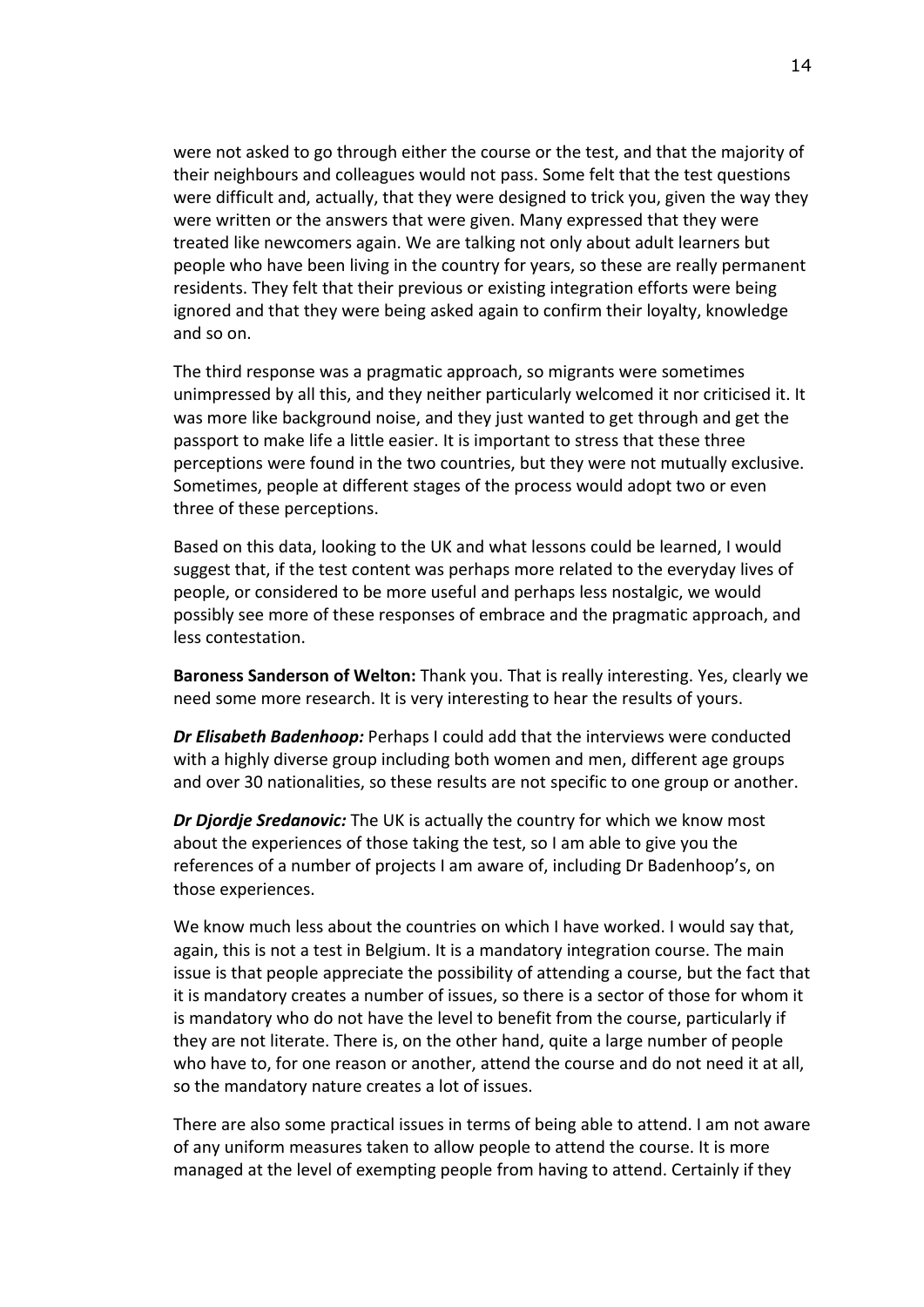were not asked to go through either the course or the test, and that the majority of their neighbours and colleagues would not pass. Some felt that the test questions were difficult and, actually, that they were designed to trick you, given the way they were written or the answers that were given. Many expressed that they were treated like newcomers again. We are talking not only about adult learners but people who have been living in the country for years, so these are really permanent residents. They felt that their previous or existing integration efforts were being ignored and that they were being asked again to confirm their loyalty, knowledge and so on.

The third response was a pragmatic approach, so migrants were sometimes unimpressed by all this, and they neither particularly welcomed it nor criticised it. It was more like background noise, and they just wanted to get through and get the passport to make life a little easier. It is important to stress that these three perceptions were found in the two countries, but they were not mutually exclusive. Sometimes, people at different stages of the process would adopt two or even three of these perceptions.

Based on this data, looking to the UK and what lessons could be learned, I would suggest that, if the test content was perhaps more related to the everyday lives of people, or considered to be more useful and perhaps less nostalgic, we would possibly see more of these responses of embrace and the pragmatic approach, and less contestation.

**Baroness Sanderson of Welton:** Thank you. That is really interesting. Yes, clearly we need some more research. It is very interesting to hear the results of yours.

***Dr Elisabeth Badenhoop:*** Perhaps I could add that the interviews were conducted with a highly diverse group including both women and men, different age groups and over 30 nationalities, so these results are not specific to one group or another.

***Dr Djordje Sredanovic:*** The UK is actually the country for which we know most about the experiences of those taking the test, so I am able to give you the references of a number of projects I am aware of, including Dr Badenhoop's, on those experiences.

We know much less about the countries on which I have worked. I would say that, again, this is not a test in Belgium. It is a mandatory integration course. The main issue is that people appreciate the possibility of attending a course, but the fact that it is mandatory creates a number of issues, so there is a sector of those for whom it is mandatory who do not have the level to benefit from the course, particularly if they are not literate. There is, on the other hand, quite a large number of people who have to, for one reason or another, attend the course and do not need it at all, so the mandatory nature creates a lot of issues.

There are also some practical issues in terms of being able to attend. I am not aware of any uniform measures taken to allow people to attend the course. It is more managed at the level of exempting people from having to attend. Certainly if they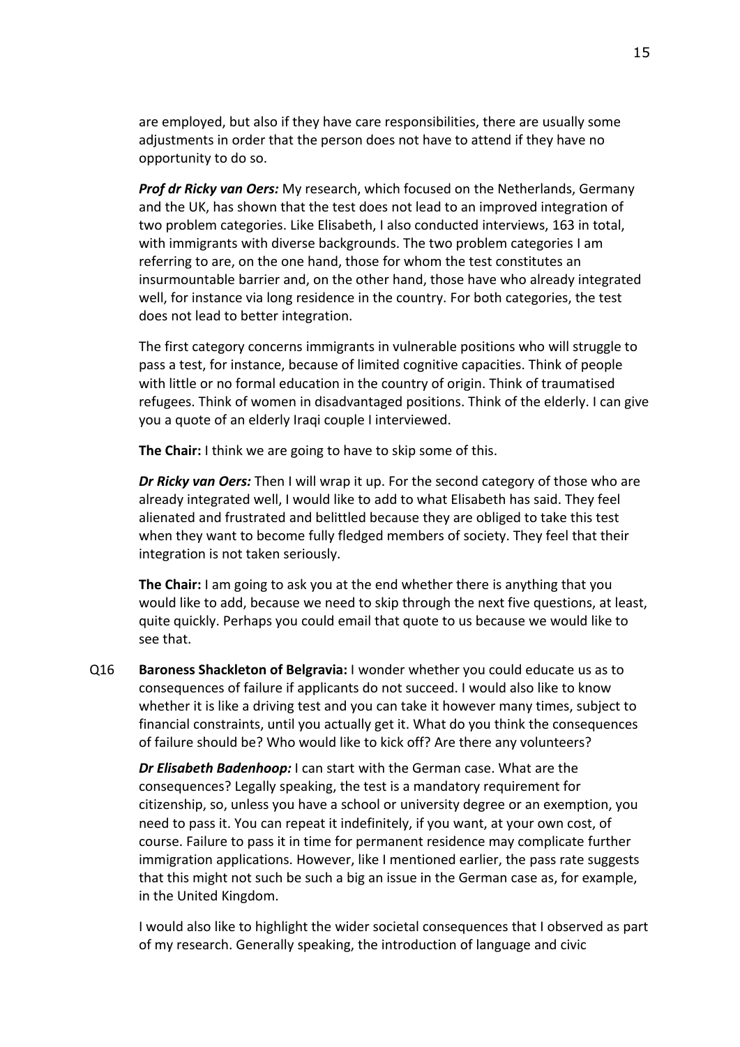are employed, but also if they have care responsibilities, there are usually some adjustments in order that the person does not have to attend if they have no opportunity to do so.

***Prof dr Ricky van Oers:*** My research, which focused on the Netherlands, Germany and the UK, has shown that the test does not lead to an improved integration of two problem categories. Like Elisabeth, I also conducted interviews, 163 in total, with immigrants with diverse backgrounds. The two problem categories I am referring to are, on the one hand, those for whom the test constitutes an insurmountable barrier and, on the other hand, those have who already integrated well, for instance via long residence in the country. For both categories, the test does not lead to better integration.

The first category concerns immigrants in vulnerable positions who will struggle to pass a test, for instance, because of limited cognitive capacities. Think of people with little or no formal education in the country of origin. Think of traumatised refugees. Think of women in disadvantaged positions. Think of the elderly. I can give you a quote of an elderly Iraqi couple I interviewed.

**The Chair:** I think we are going to have to skip some of this.

***Dr Ricky van Oers:*** Then I will wrap it up. For the second category of those who are already integrated well, I would like to add to what Elisabeth has said. They feel alienated and frustrated and belittled because they are obliged to take this test when they want to become fully fledged members of society. They feel that their integration is not taken seriously.

**The Chair:** I am going to ask you at the end whether there is anything that you would like to add, because we need to skip through the next five questions, at least, quite quickly. Perhaps you could email that quote to us because we would like to see that.

Q16 **Baroness Shackleton of Belgravia:** I wonder whether you could educate us as to consequences of failure if applicants do not succeed. I would also like to know whether it is like a driving test and you can take it however many times, subject to financial constraints, until you actually get it. What do you think the consequences of failure should be? Who would like to kick off? Are there any volunteers?

***Dr Elisabeth Badenhoop:*** I can start with the German case. What are the consequences? Legally speaking, the test is a mandatory requirement for citizenship, so, unless you have a school or university degree or an exemption, you need to pass it. You can repeat it indefinitely, if you want, at your own cost, of course. Failure to pass it in time for permanent residence may complicate further immigration applications. However, like I mentioned earlier, the pass rate suggests that this might not such be such a big an issue in the German case as, for example, in the United Kingdom.

I would also like to highlight the wider societal consequences that I observed as part of my research. Generally speaking, the introduction of language and civic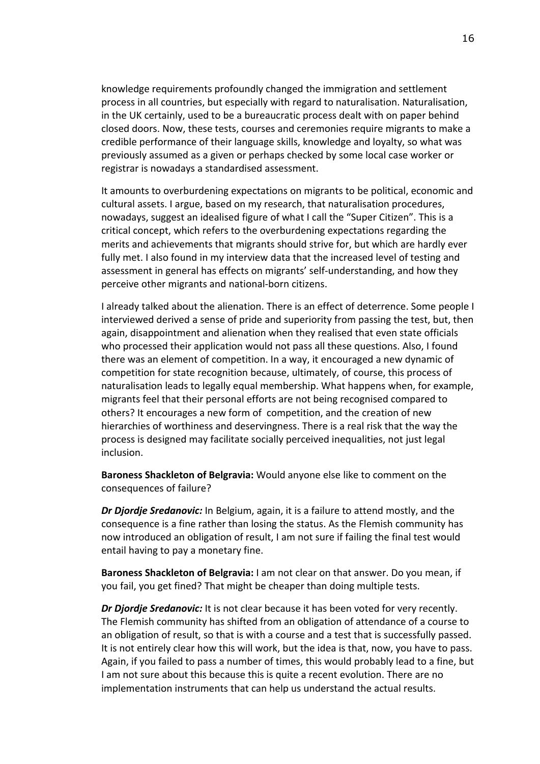knowledge requirements profoundly changed the immigration and settlement process in all countries, but especially with regard to naturalisation. Naturalisation, in the UK certainly, used to be a bureaucratic process dealt with on paper behind closed doors. Now, these tests, courses and ceremonies require migrants to make a credible performance of their language skills, knowledge and loyalty, so what was previously assumed as a given or perhaps checked by some local case worker or registrar is nowadays a standardised assessment.

It amounts to overburdening expectations on migrants to be political, economic and cultural assets. I argue, based on my research, that naturalisation procedures, nowadays, suggest an idealised figure of what I call the "Super Citizen". This is a critical concept, which refers to the overburdening expectations regarding the merits and achievements that migrants should strive for, but which are hardly ever fully met. I also found in my interview data that the increased level of testing and assessment in general has effects on migrants' self-understanding, and how they perceive other migrants and national-born citizens.

I already talked about the alienation. There is an effect of deterrence. Some people I interviewed derived a sense of pride and superiority from passing the test, but, then again, disappointment and alienation when they realised that even state officials who processed their application would not pass all these questions. Also, I found there was an element of competition. In a way, it encouraged a new dynamic of competition for state recognition because, ultimately, of course, this process of naturalisation leads to legally equal membership. What happens when, for example, migrants feel that their personal efforts are not being recognised compared to others? It encourages a new form of competition, and the creation of new hierarchies of worthiness and deservingness. There is a real risk that the way the process is designed may facilitate socially perceived inequalities, not just legal inclusion.

**Baroness Shackleton of Belgravia:** Would anyone else like to comment on the consequences of failure?

***Dr Djordje Sredanovic:*** In Belgium, again, it is a failure to attend mostly, and the consequence is a fine rather than losing the status. As the Flemish community has now introduced an obligation of result, I am not sure if failing the final test would entail having to pay a monetary fine.

**Baroness Shackleton of Belgravia:** I am not clear on that answer. Do you mean, if you fail, you get fined? That might be cheaper than doing multiple tests.

***Dr Djordje Sredanovic:*** It is not clear because it has been voted for very recently. The Flemish community has shifted from an obligation of attendance of a course to an obligation of result, so that is with a course and a test that is successfully passed. It is not entirely clear how this will work, but the idea is that, now, you have to pass. Again, if you failed to pass a number of times, this would probably lead to a fine, but I am not sure about this because this is quite a recent evolution. There are no implementation instruments that can help us understand the actual results.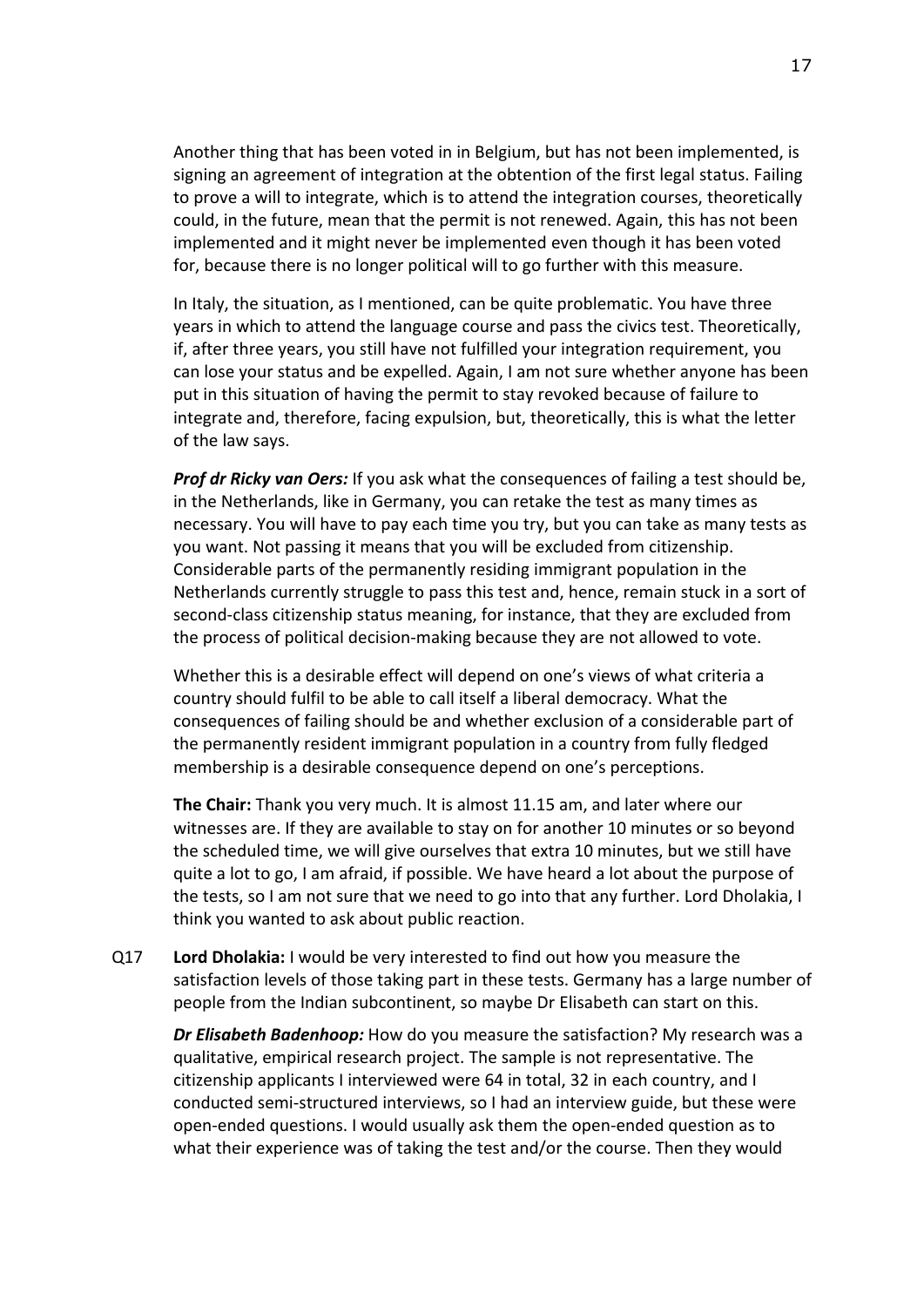Another thing that has been voted in in Belgium, but has not been implemented, is signing an agreement of integration at the obtention of the first legal status. Failing to prove a will to integrate, which is to attend the integration courses, theoretically could, in the future, mean that the permit is not renewed. Again, this has not been implemented and it might never be implemented even though it has been voted for, because there is no longer political will to go further with this measure.

In Italy, the situation, as I mentioned, can be quite problematic. You have three years in which to attend the language course and pass the civics test. Theoretically, if, after three years, you still have not fulfilled your integration requirement, you can lose your status and be expelled. Again, I am not sure whether anyone has been put in this situation of having the permit to stay revoked because of failure to integrate and, therefore, facing expulsion, but, theoretically, this is what the letter of the law says.

***Prof dr Ricky van Oers:*** If you ask what the consequences of failing a test should be, in the Netherlands, like in Germany, you can retake the test as many times as necessary. You will have to pay each time you try, but you can take as many tests as you want. Not passing it means that you will be excluded from citizenship. Considerable parts of the permanently residing immigrant population in the Netherlands currently struggle to pass this test and, hence, remain stuck in a sort of second-class citizenship status meaning, for instance, that they are excluded from the process of political decision-making because they are not allowed to vote.

Whether this is a desirable effect will depend on one's views of what criteria a country should fulfil to be able to call itself a liberal democracy. What the consequences of failing should be and whether exclusion of a considerable part of the permanently resident immigrant population in a country from fully fledged membership is a desirable consequence depend on one's perceptions.

**The Chair:** Thank you very much. It is almost 11.15 am, and later where our witnesses are. If they are available to stay on for another 10 minutes or so beyond the scheduled time, we will give ourselves that extra 10 minutes, but we still have quite a lot to go, I am afraid, if possible. We have heard a lot about the purpose of the tests, so I am not sure that we need to go into that any further. Lord Dholakia, I think you wanted to ask about public reaction.

Q17 **Lord Dholakia:** I would be very interested to find out how you measure the satisfaction levels of those taking part in these tests. Germany has a large number of people from the Indian subcontinent, so maybe Dr Elisabeth can start on this.

***Dr Elisabeth Badenhoop:*** How do you measure the satisfaction? My research was a qualitative, empirical research project. The sample is not representative. The citizenship applicants I interviewed were 64 in total, 32 in each country, and I conducted semi-structured interviews, so I had an interview guide, but these were open-ended questions. I would usually ask them the open-ended question as to what their experience was of taking the test and/or the course. Then they would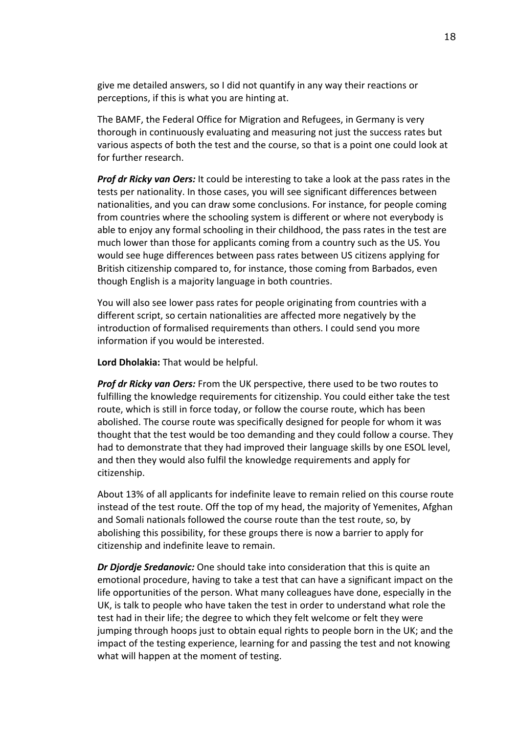give me detailed answers, so I did not quantify in any way their reactions or perceptions, if this is what you are hinting at.

The BAMF, the Federal Office for Migration and Refugees, in Germany is very thorough in continuously evaluating and measuring not just the success rates but various aspects of both the test and the course, so that is a point one could look at for further research.

***Prof dr Ricky van Oers:*** It could be interesting to take a look at the pass rates in the tests per nationality. In those cases, you will see significant differences between nationalities, and you can draw some conclusions. For instance, for people coming from countries where the schooling system is different or where not everybody is able to enjoy any formal schooling in their childhood, the pass rates in the test are much lower than those for applicants coming from a country such as the US. You would see huge differences between pass rates between US citizens applying for British citizenship compared to, for instance, those coming from Barbados, even though English is a majority language in both countries.

You will also see lower pass rates for people originating from countries with a different script, so certain nationalities are affected more negatively by the introduction of formalised requirements than others. I could send you more information if you would be interested.

**Lord Dholakia:** That would be helpful.

***Prof dr Ricky van Oers:*** From the UK perspective, there used to be two routes to fulfilling the knowledge requirements for citizenship. You could either take the test route, which is still in force today, or follow the course route, which has been abolished. The course route was specifically designed for people for whom it was thought that the test would be too demanding and they could follow a course. They had to demonstrate that they had improved their language skills by one ESOL level, and then they would also fulfil the knowledge requirements and apply for citizenship.

About 13% of all applicants for indefinite leave to remain relied on this course route instead of the test route. Off the top of my head, the majority of Yemenites, Afghan and Somali nationals followed the course route than the test route, so, by abolishing this possibility, for these groups there is now a barrier to apply for citizenship and indefinite leave to remain.

***Dr Djordje Sredanovic:*** One should take into consideration that this is quite an emotional procedure, having to take a test that can have a significant impact on the life opportunities of the person. What many colleagues have done, especially in the UK, is talk to people who have taken the test in order to understand what role the test had in their life; the degree to which they felt welcome or felt they were jumping through hoops just to obtain equal rights to people born in the UK; and the impact of the testing experience, learning for and passing the test and not knowing what will happen at the moment of testing.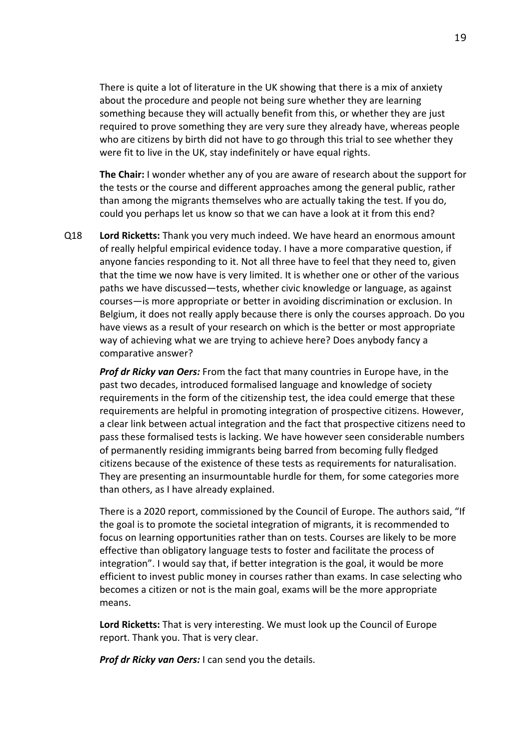There is quite a lot of literature in the UK showing that there is a mix of anxiety about the procedure and people not being sure whether they are learning something because they will actually benefit from this, or whether they are just required to prove something they are very sure they already have, whereas people who are citizens by birth did not have to go through this trial to see whether they were fit to live in the UK, stay indefinitely or have equal rights.

**The Chair:** I wonder whether any of you are aware of research about the support for the tests or the course and different approaches among the general public, rather than among the migrants themselves who are actually taking the test. If you do, could you perhaps let us know so that we can have a look at it from this end?

Q18 **Lord Ricketts:** Thank you very much indeed. We have heard an enormous amount of really helpful empirical evidence today. I have a more comparative question, if anyone fancies responding to it. Not all three have to feel that they need to, given that the time we now have is very limited. It is whether one or other of the various paths we have discussed—tests, whether civic knowledge or language, as against courses—is more appropriate or better in avoiding discrimination or exclusion. In Belgium, it does not really apply because there is only the courses approach. Do you have views as a result of your research on which is the better or most appropriate way of achieving what we are trying to achieve here? Does anybody fancy a comparative answer?

***Prof dr Ricky van Oers:*** From the fact that many countries in Europe have, in the past two decades, introduced formalised language and knowledge of society requirements in the form of the citizenship test, the idea could emerge that these requirements are helpful in promoting integration of prospective citizens. However, a clear link between actual integration and the fact that prospective citizens need to pass these formalised tests is lacking. We have however seen considerable numbers of permanently residing immigrants being barred from becoming fully fledged citizens because of the existence of these tests as requirements for naturalisation. They are presenting an insurmountable hurdle for them, for some categories more than others, as I have already explained.

There is a 2020 report, commissioned by the Council of Europe. The authors said, "If the goal is to promote the societal integration of migrants, it is recommended to focus on learning opportunities rather than on tests. Courses are likely to be more effective than obligatory language tests to foster and facilitate the process of integration". I would say that, if better integration is the goal, it would be more efficient to invest public money in courses rather than exams. In case selecting who becomes a citizen or not is the main goal, exams will be the more appropriate means.

**Lord Ricketts:** That is very interesting. We must look up the Council of Europe report. Thank you. That is very clear.

***Prof dr Ricky van Oers:*** I can send you the details.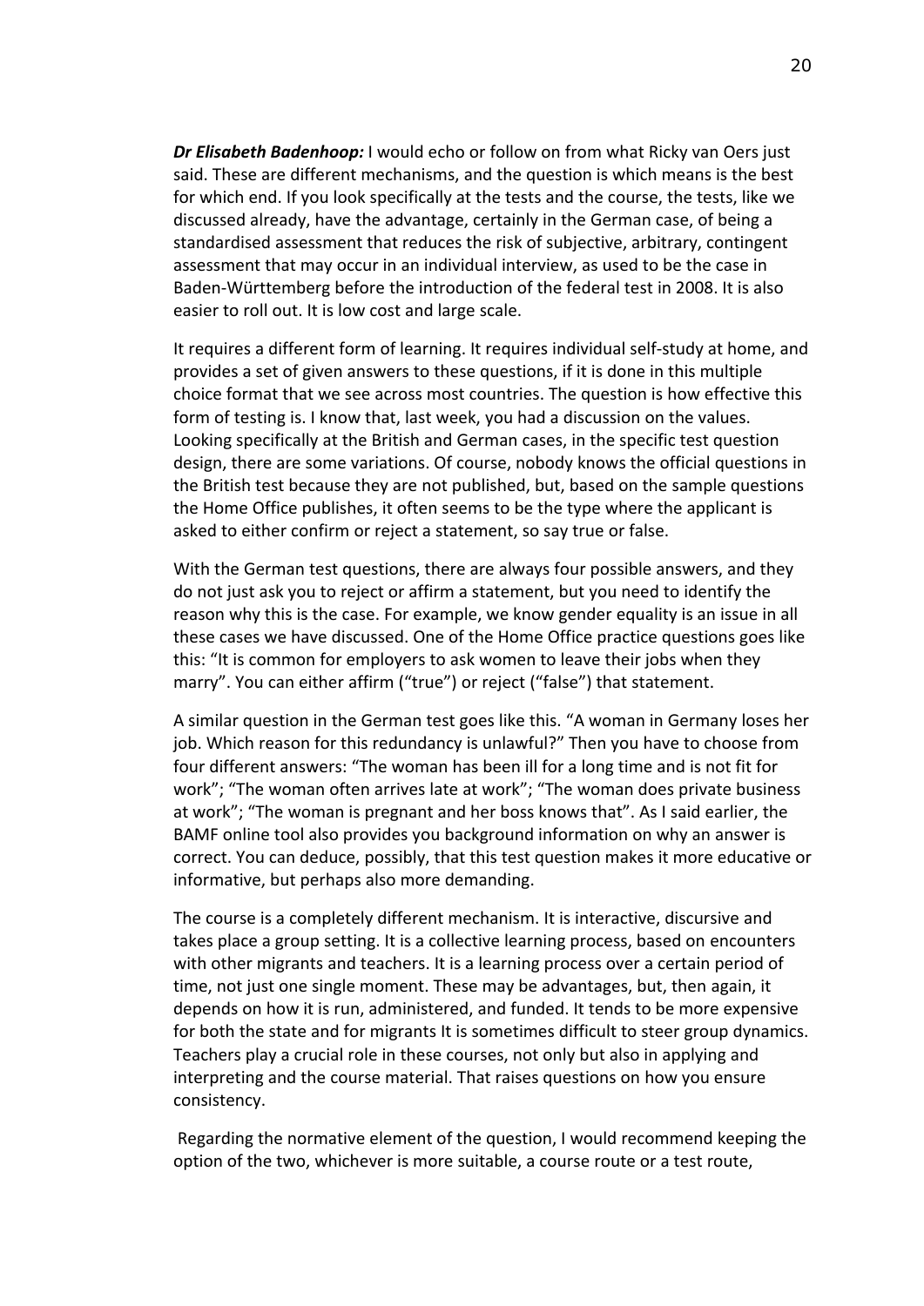***Dr Elisabeth Badenhoop:*** I would echo or follow on from what Ricky van Oers just said. These are different mechanisms, and the question is which means is the best for which end. If you look specifically at the tests and the course, the tests, like we discussed already, have the advantage, certainly in the German case, of being a standardised assessment that reduces the risk of subjective, arbitrary, contingent assessment that may occur in an individual interview, as used to be the case in Baden-Württemberg before the introduction of the federal test in 2008. It is also easier to roll out. It is low cost and large scale.

It requires a different form of learning. It requires individual self-study at home, and provides a set of given answers to these questions, if it is done in this multiple choice format that we see across most countries. The question is how effective this form of testing is. I know that, last week, you had a discussion on the values. Looking specifically at the British and German cases, in the specific test question design, there are some variations. Of course, nobody knows the official questions in the British test because they are not published, but, based on the sample questions the Home Office publishes, it often seems to be the type where the applicant is asked to either confirm or reject a statement, so say true or false.

With the German test questions, there are always four possible answers, and they do not just ask you to reject or affirm a statement, but you need to identify the reason why this is the case. For example, we know gender equality is an issue in all these cases we have discussed. One of the Home Office practice questions goes like this: "It is common for employers to ask women to leave their jobs when they marry". You can either affirm ("true") or reject ("false") that statement.

A similar question in the German test goes like this. "A woman in Germany loses her job. Which reason for this redundancy is unlawful?" Then you have to choose from four different answers: "The woman has been ill for a long time and is not fit for work"; "The woman often arrives late at work"; "The woman does private business at work"; "The woman is pregnant and her boss knows that". As I said earlier, the BAMF online tool also provides you background information on why an answer is correct. You can deduce, possibly, that this test question makes it more educative or informative, but perhaps also more demanding.

The course is a completely different mechanism. It is interactive, discursive and takes place a group setting. It is a collective learning process, based on encounters with other migrants and teachers. It is a learning process over a certain period of time, not just one single moment. These may be advantages, but, then again, it depends on how it is run, administered, and funded. It tends to be more expensive for both the state and for migrants It is sometimes difficult to steer group dynamics. Teachers play a crucial role in these courses, not only but also in applying and interpreting and the course material. That raises questions on how you ensure consistency.

Regarding the normative element of the question, I would recommend keeping the option of the two, whichever is more suitable, a course route or a test route,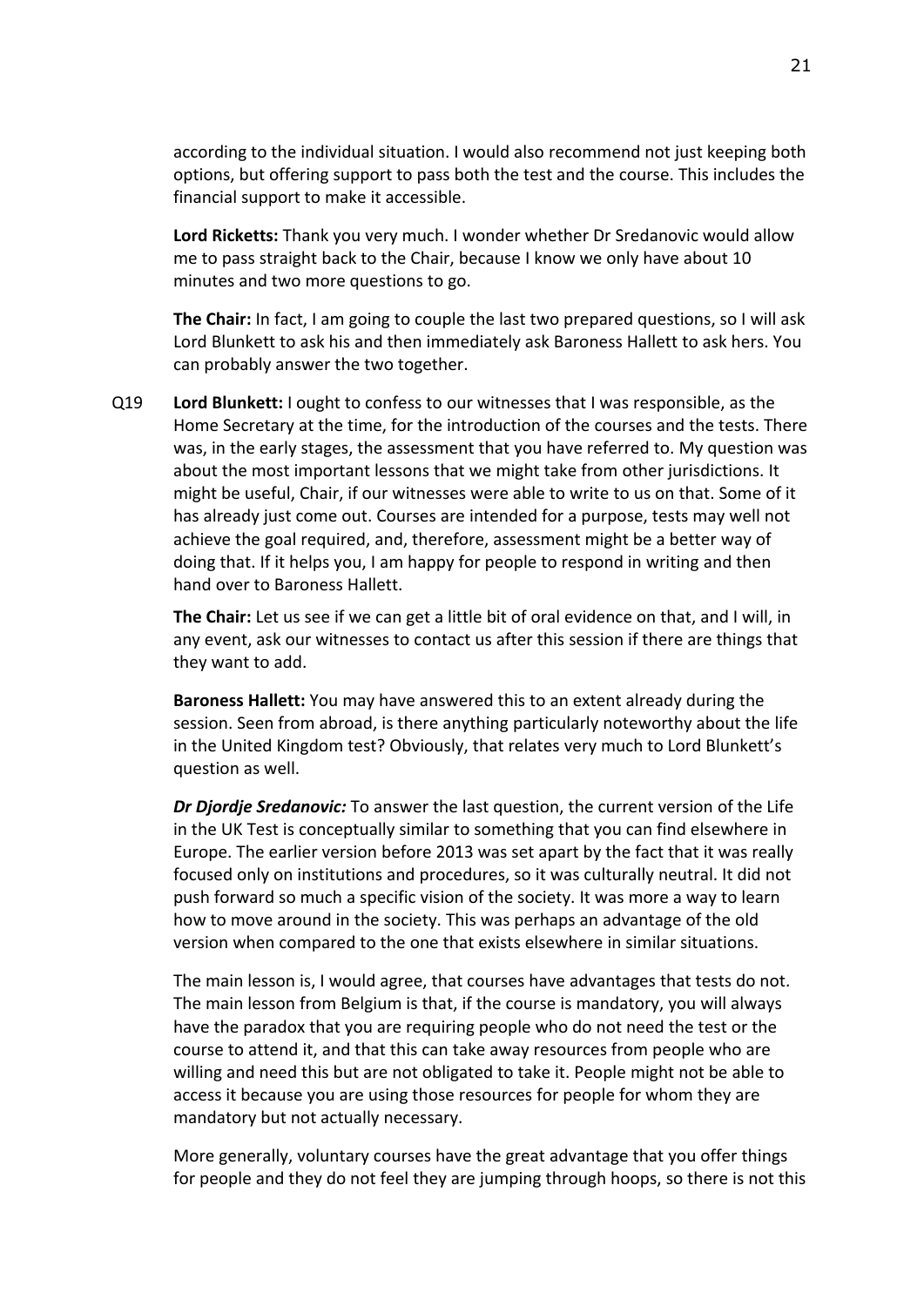according to the individual situation. I would also recommend not just keeping both options, but offering support to pass both the test and the course. This includes the financial support to make it accessible.

**Lord Ricketts:** Thank you very much. I wonder whether Dr Sredanovic would allow me to pass straight back to the Chair, because I know we only have about 10 minutes and two more questions to go.

**The Chair:** In fact, I am going to couple the last two prepared questions, so I will ask Lord Blunkett to ask his and then immediately ask Baroness Hallett to ask hers. You can probably answer the two together.

Q19 **Lord Blunkett:** I ought to confess to our witnesses that I was responsible, as the Home Secretary at the time, for the introduction of the courses and the tests. There was, in the early stages, the assessment that you have referred to. My question was about the most important lessons that we might take from other jurisdictions. It might be useful, Chair, if our witnesses were able to write to us on that. Some of it has already just come out. Courses are intended for a purpose, tests may well not achieve the goal required, and, therefore, assessment might be a better way of doing that. If it helps you, I am happy for people to respond in writing and then hand over to Baroness Hallett.

**The Chair:** Let us see if we can get a little bit of oral evidence on that, and I will, in any event, ask our witnesses to contact us after this session if there are things that they want to add.

**Baroness Hallett:** You may have answered this to an extent already during the session. Seen from abroad, is there anything particularly noteworthy about the life in the United Kingdom test? Obviously, that relates very much to Lord Blunkett's question as well.

***Dr Djordje Sredanovic:*** To answer the last question, the current version of the Life in the UK Test is conceptually similar to something that you can find elsewhere in Europe. The earlier version before 2013 was set apart by the fact that it was really focused only on institutions and procedures, so it was culturally neutral. It did not push forward so much a specific vision of the society. It was more a way to learn how to move around in the society. This was perhaps an advantage of the old version when compared to the one that exists elsewhere in similar situations.

The main lesson is, I would agree, that courses have advantages that tests do not. The main lesson from Belgium is that, if the course is mandatory, you will always have the paradox that you are requiring people who do not need the test or the course to attend it, and that this can take away resources from people who are willing and need this but are not obligated to take it. People might not be able to access it because you are using those resources for people for whom they are mandatory but not actually necessary.

More generally, voluntary courses have the great advantage that you offer things for people and they do not feel they are jumping through hoops, so there is not this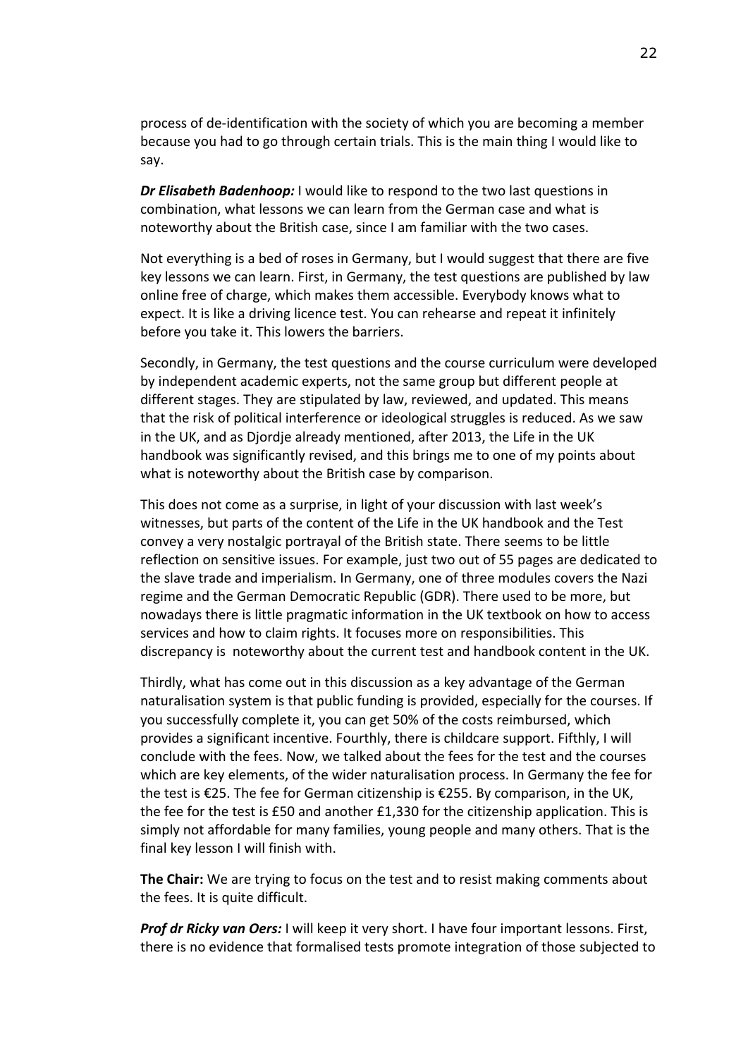process of de-identification with the society of which you are becoming a member because you had to go through certain trials. This is the main thing I would like to say.

***Dr Elisabeth Badenhoop:*** I would like to respond to the two last questions in combination, what lessons we can learn from the German case and what is noteworthy about the British case, since I am familiar with the two cases.

Not everything is a bed of roses in Germany, but I would suggest that there are five key lessons we can learn. First, in Germany, the test questions are published by law online free of charge, which makes them accessible. Everybody knows what to expect. It is like a driving licence test. You can rehearse and repeat it infinitely before you take it. This lowers the barriers.

Secondly, in Germany, the test questions and the course curriculum were developed by independent academic experts, not the same group but different people at different stages. They are stipulated by law, reviewed, and updated. This means that the risk of political interference or ideological struggles is reduced. As we saw in the UK, and as Djordje already mentioned, after 2013, the Life in the UK handbook was significantly revised, and this brings me to one of my points about what is noteworthy about the British case by comparison.

This does not come as a surprise, in light of your discussion with last week's witnesses, but parts of the content of the Life in the UK handbook and the Test convey a very nostalgic portrayal of the British state. There seems to be little reflection on sensitive issues. For example, just two out of 55 pages are dedicated to the slave trade and imperialism. In Germany, one of three modules covers the Nazi regime and the German Democratic Republic (GDR). There used to be more, but nowadays there is little pragmatic information in the UK textbook on how to access services and how to claim rights. It focuses more on responsibilities. This discrepancy is noteworthy about the current test and handbook content in the UK.

Thirdly, what has come out in this discussion as a key advantage of the German naturalisation system is that public funding is provided, especially for the courses. If you successfully complete it, you can get 50% of the costs reimbursed, which provides a significant incentive. Fourthly, there is childcare support. Fifthly, I will conclude with the fees. Now, we talked about the fees for the test and the courses which are key elements, of the wider naturalisation process. In Germany the fee for the test is €25. The fee for German citizenship is €255. By comparison, in the UK, the fee for the test is £50 and another £1,330 for the citizenship application. This is simply not affordable for many families, young people and many others. That is the final key lesson I will finish with.

**The Chair:** We are trying to focus on the test and to resist making comments about the fees. It is quite difficult.

***Prof dr Ricky van Oers:*** I will keep it very short. I have four important lessons. First, there is no evidence that formalised tests promote integration of those subjected to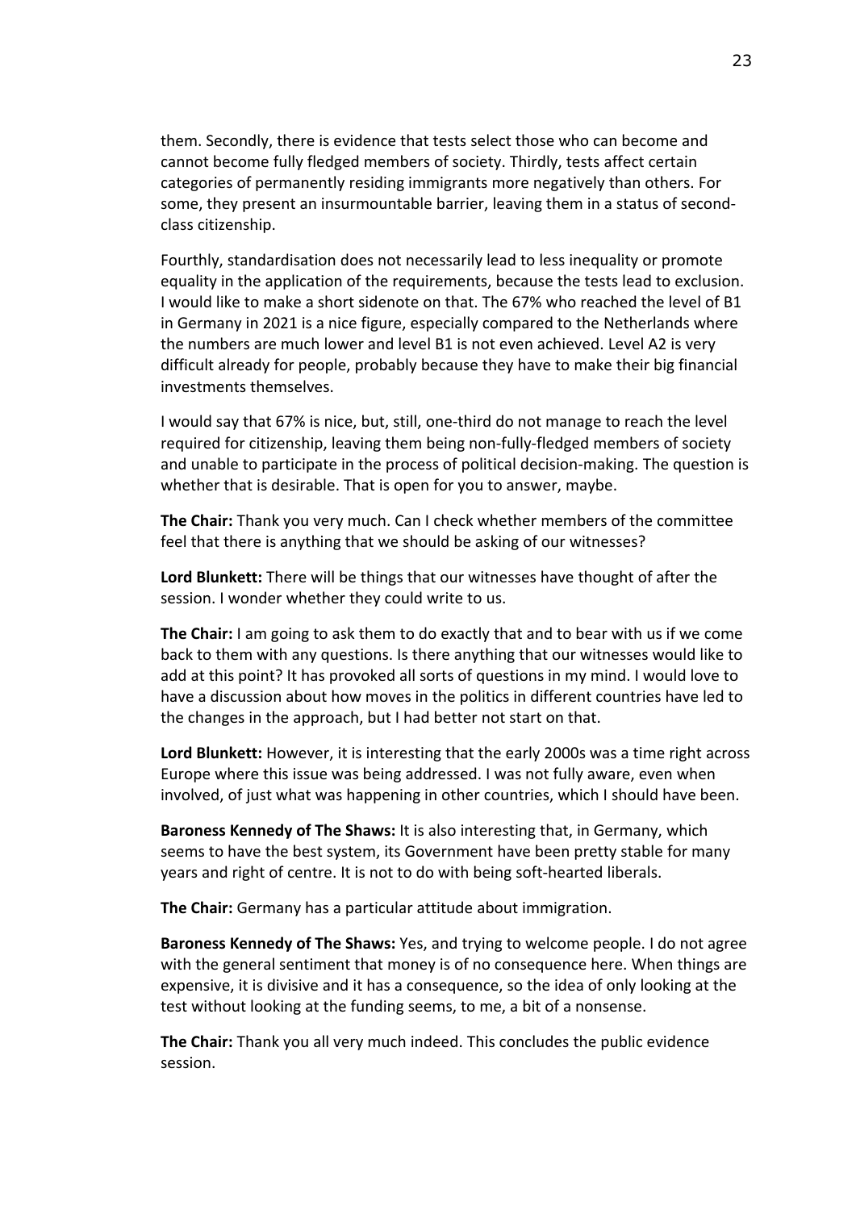them. Secondly, there is evidence that tests select those who can become and cannot become fully fledged members of society. Thirdly, tests affect certain categories of permanently residing immigrants more negatively than others. For some, they present an insurmountable barrier, leaving them in a status of second-class citizenship.

Fourthly, standardisation does not necessarily lead to less inequality or promote equality in the application of the requirements, because the tests lead to exclusion. I would like to make a short sidenote on that. The 67% who reached the level of B1 in Germany in 2021 is a nice figure, especially compared to the Netherlands where the numbers are much lower and level B1 is not even achieved. Level A2 is very difficult already for people, probably because they have to make their big financial investments themselves.

I would say that 67% is nice, but, still, one-third do not manage to reach the level required for citizenship, leaving them being non-fully-fledged members of society and unable to participate in the process of political decision-making. The question is whether that is desirable. That is open for you to answer, maybe.

**The Chair:** Thank you very much. Can I check whether members of the committee feel that there is anything that we should be asking of our witnesses?

**Lord Blunkett:** There will be things that our witnesses have thought of after the session. I wonder whether they could write to us.

**The Chair:** I am going to ask them to do exactly that and to bear with us if we come back to them with any questions. Is there anything that our witnesses would like to add at this point? It has provoked all sorts of questions in my mind. I would love to have a discussion about how moves in the politics in different countries have led to the changes in the approach, but I had better not start on that.

**Lord Blunkett:** However, it is interesting that the early 2000s was a time right across Europe where this issue was being addressed. I was not fully aware, even when involved, of just what was happening in other countries, which I should have been.

**Baroness Kennedy of The Shaws:** It is also interesting that, in Germany, which seems to have the best system, its Government have been pretty stable for many years and right of centre. It is not to do with being soft-hearted liberals.

**The Chair:** Germany has a particular attitude about immigration.

**Baroness Kennedy of The Shaws:** Yes, and trying to welcome people. I do not agree with the general sentiment that money is of no consequence here. When things are expensive, it is divisive and it has a consequence, so the idea of only looking at the test without looking at the funding seems, to me, a bit of a nonsense.

**The Chair:** Thank you all very much indeed. This concludes the public evidence session.